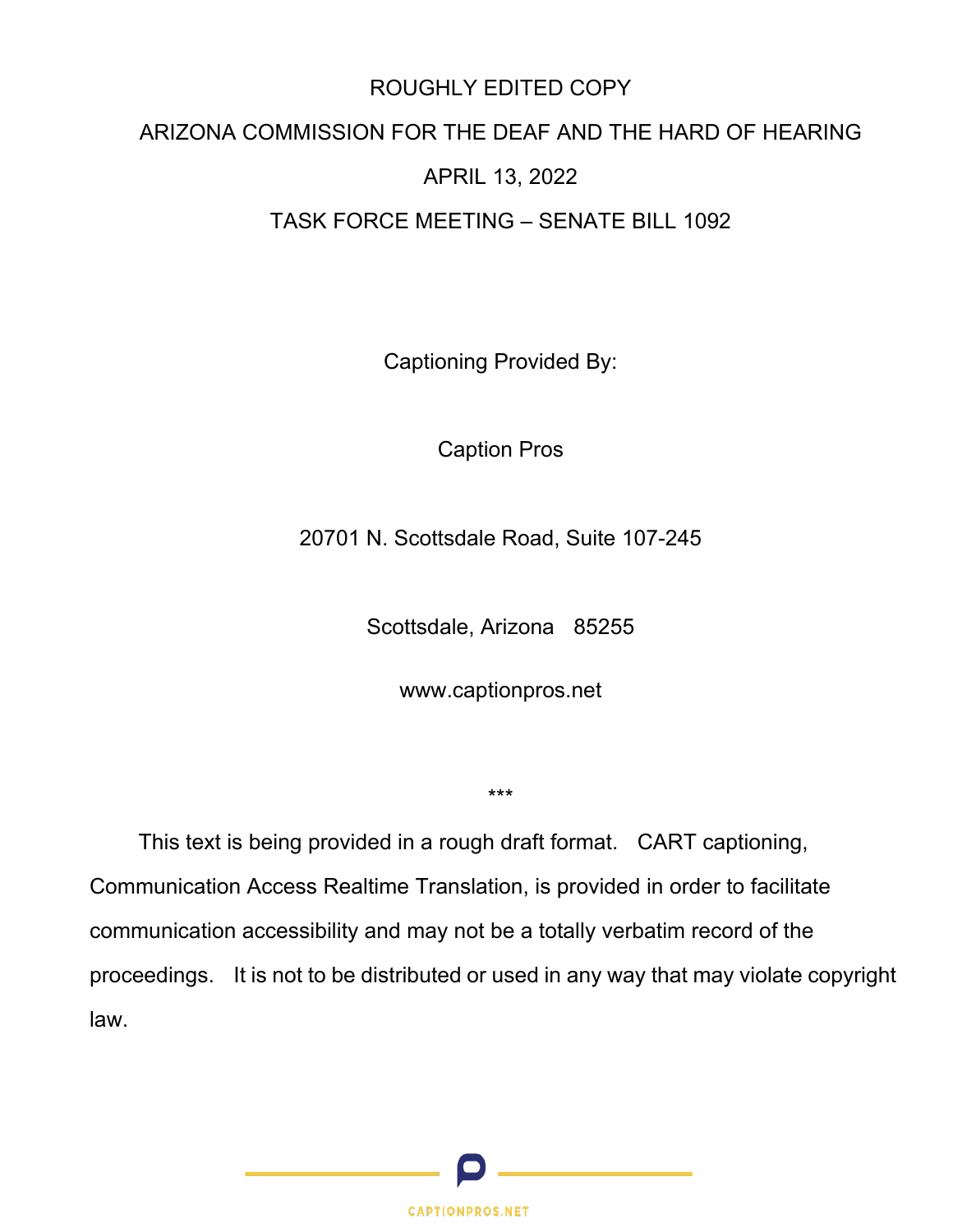ROUGHLY EDITED COPY

ARIZONA COMMISSION FOR THE DEAF AND THE HARD OF HEARING

APRIL 13, 2022

TASK FORCE MEETING – SENATE BILL 1092

Captioning Provided By:

Caption Pros

20701 N. Scottsdale Road, Suite 107-245

Scottsdale, Arizona 85255

www.captionpros.net

***

This text is being provided in a rough draft format. CART captioning, Communication Access Realtime Translation, is provided in order to facilitate communication accessibility and may not be a totally verbatim record of the proceedings. It is not to be distributed or used in any way that may violate copyright law.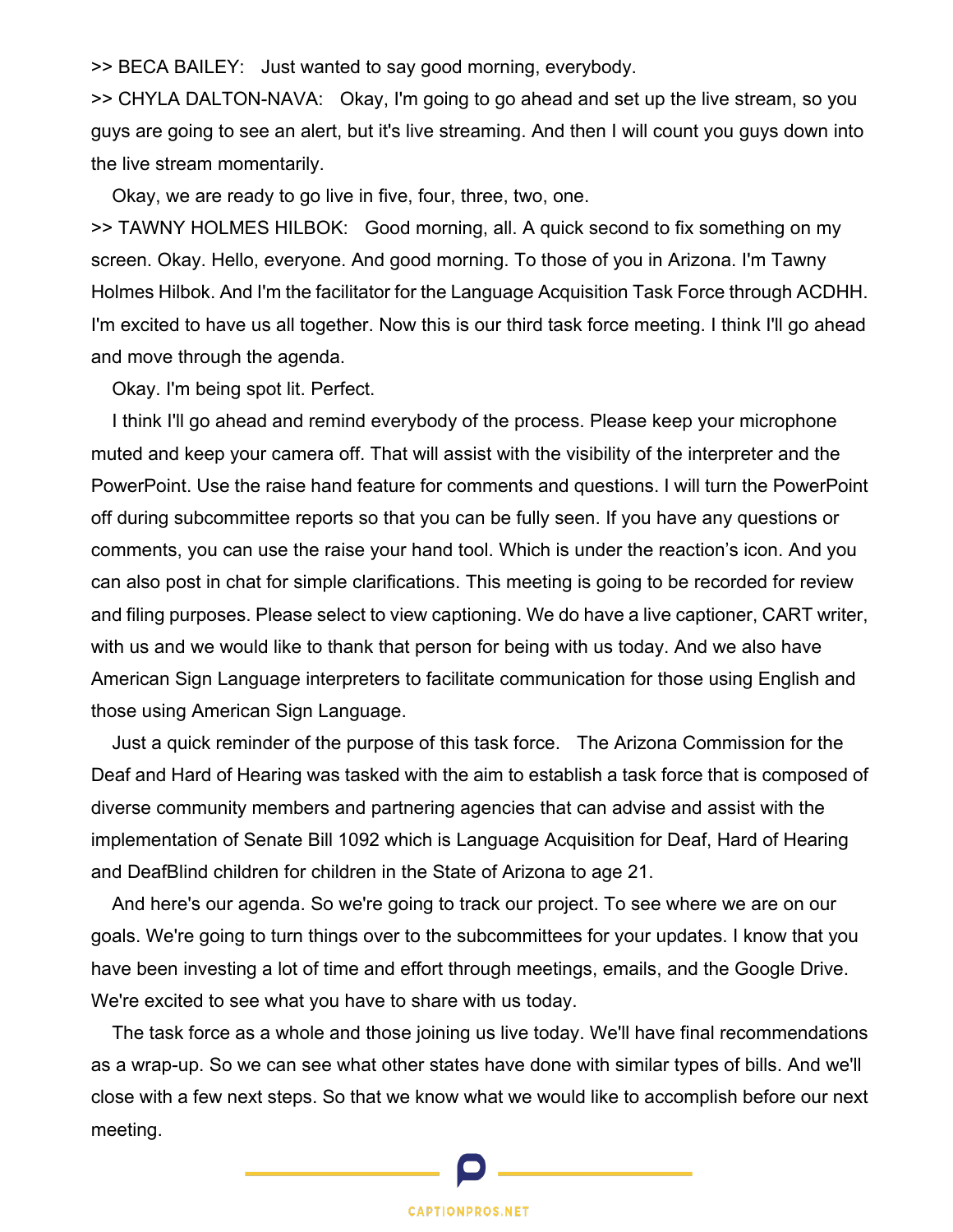>> BECA BAILEY: Just wanted to say good morning, everybody.

>> CHYLA DALTON-NAVA: Okay, I'm going to go ahead and set up the live stream, so you guys are going to see an alert, but it's live streaming. And then I will count you guys down into the live stream momentarily.

Okay, we are ready to go live in five, four, three, two, one.

>> TAWNY HOLMES HILBOK: Good morning, all. A quick second to fix something on my screen. Okay. Hello, everyone. And good morning. To those of you in Arizona. I'm Tawny Holmes Hilbok. And I'm the facilitator for the Language Acquisition Task Force through ACDHH. I'm excited to have us all together. Now this is our third task force meeting. I think I'll go ahead and move through the agenda.

Okay. I'm being spot lit. Perfect.

I think I'll go ahead and remind everybody of the process. Please keep your microphone muted and keep your camera off. That will assist with the visibility of the interpreter and the PowerPoint. Use the raise hand feature for comments and questions. I will turn the PowerPoint off during subcommittee reports so that you can be fully seen. If you have any questions or comments, you can use the raise your hand tool. Which is under the reaction's icon. And you can also post in chat for simple clarifications. This meeting is going to be recorded for review and filing purposes. Please select to view captioning. We do have a live captioner, CART writer, with us and we would like to thank that person for being with us today. And we also have American Sign Language interpreters to facilitate communication for those using English and those using American Sign Language.

Just a quick reminder of the purpose of this task force. The Arizona Commission for the Deaf and Hard of Hearing was tasked with the aim to establish a task force that is composed of diverse community members and partnering agencies that can advise and assist with the implementation of Senate Bill 1092 which is Language Acquisition for Deaf, Hard of Hearing and DeafBlind children for children in the State of Arizona to age 21.

And here's our agenda. So we're going to track our project. To see where we are on our goals. We're going to turn things over to the subcommittees for your updates. I know that you have been investing a lot of time and effort through meetings, emails, and the Google Drive. We're excited to see what you have to share with us today.

The task force as a whole and those joining us live today. We'll have final recommendations as a wrap-up. So we can see what other states have done with similar types of bills. And we'll close with a few next steps. So that we know what we would like to accomplish before our next meeting.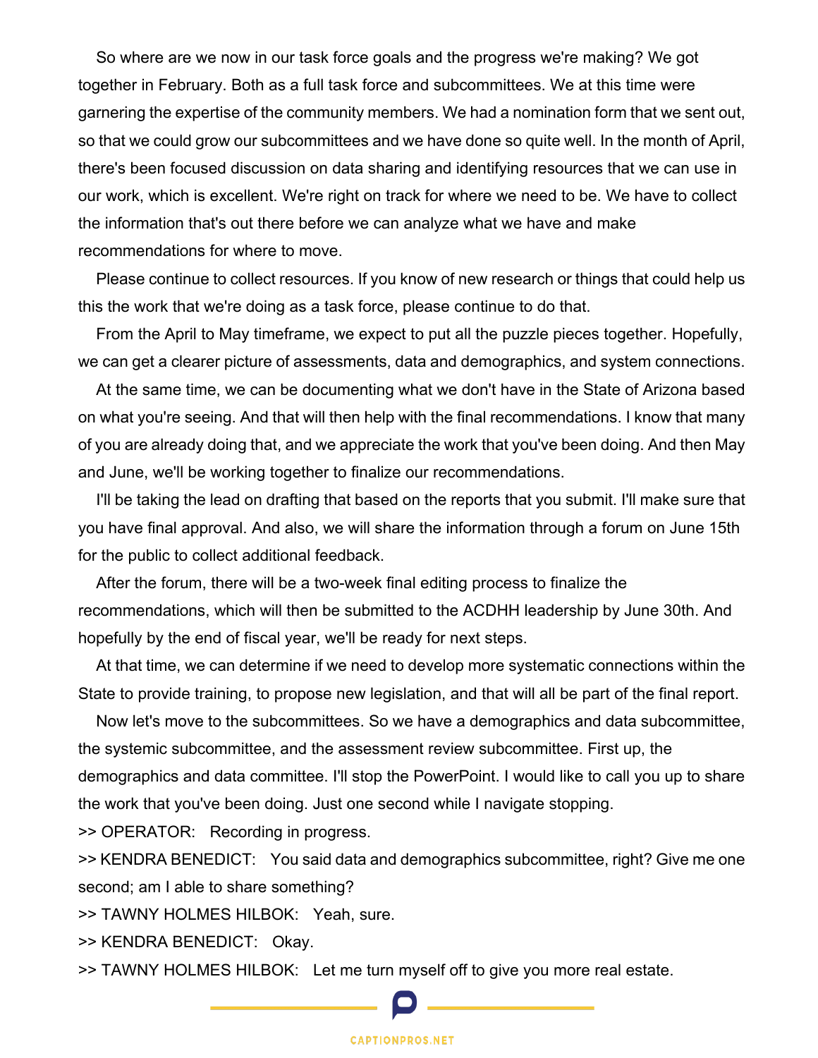So where are we now in our task force goals and the progress we're making? We got together in February. Both as a full task force and subcommittees. We at this time were garnering the expertise of the community members. We had a nomination form that we sent out, so that we could grow our subcommittees and we have done so quite well. In the month of April, there's been focused discussion on data sharing and identifying resources that we can use in our work, which is excellent. We're right on track for where we need to be. We have to collect the information that's out there before we can analyze what we have and make recommendations for where to move.

Please continue to collect resources. If you know of new research or things that could help us this the work that we're doing as a task force, please continue to do that.

From the April to May timeframe, we expect to put all the puzzle pieces together. Hopefully, we can get a clearer picture of assessments, data and demographics, and system connections.

At the same time, we can be documenting what we don't have in the State of Arizona based on what you're seeing. And that will then help with the final recommendations. I know that many of you are already doing that, and we appreciate the work that you've been doing. And then May and June, we'll be working together to finalize our recommendations.

I'll be taking the lead on drafting that based on the reports that you submit. I'll make sure that you have final approval. And also, we will share the information through a forum on June 15th for the public to collect additional feedback.

After the forum, there will be a two-week final editing process to finalize the recommendations, which will then be submitted to the ACDHH leadership by June 30th. And hopefully by the end of fiscal year, we'll be ready for next steps.

At that time, we can determine if we need to develop more systematic connections within the State to provide training, to propose new legislation, and that will all be part of the final report.

Now let's move to the subcommittees. So we have a demographics and data subcommittee, the systemic subcommittee, and the assessment review subcommittee. First up, the demographics and data committee. I'll stop the PowerPoint. I would like to call you up to share the work that you've been doing. Just one second while I navigate stopping.

>> OPERATOR: Recording in progress.

>> KENDRA BENEDICT: You said data and demographics subcommittee, right? Give me one second; am I able to share something?

>> TAWNY HOLMES HILBOK: Yeah, sure.

>> KENDRA BENEDICT: Okay.

>> TAWNY HOLMES HILBOK: Let me turn myself off to give you more real estate.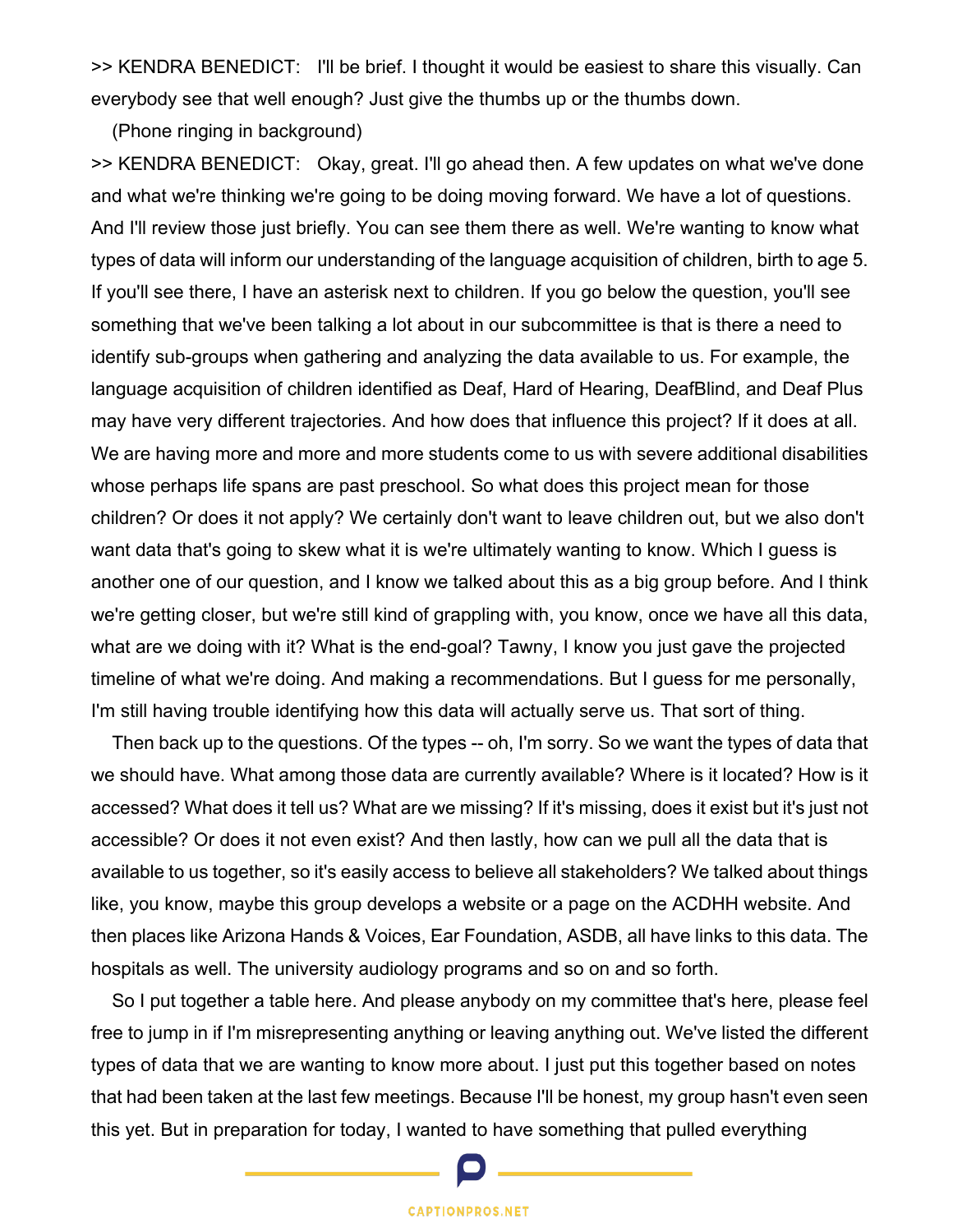>> KENDRA BENEDICT: I'll be brief. I thought it would be easiest to share this visually. Can everybody see that well enough? Just give the thumbs up or the thumbs down.

(Phone ringing in background)

>> KENDRA BENEDICT: Okay, great. I'll go ahead then. A few updates on what we've done and what we're thinking we're going to be doing moving forward. We have a lot of questions. And I'll review those just briefly. You can see them there as well. We're wanting to know what types of data will inform our understanding of the language acquisition of children, birth to age 5. If you'll see there, I have an asterisk next to children. If you go below the question, you'll see something that we've been talking a lot about in our subcommittee is that is there a need to identify sub-groups when gathering and analyzing the data available to us. For example, the language acquisition of children identified as Deaf, Hard of Hearing, DeafBlind, and Deaf Plus may have very different trajectories. And how does that influence this project? If it does at all. We are having more and more and more students come to us with severe additional disabilities whose perhaps life spans are past preschool. So what does this project mean for those children? Or does it not apply? We certainly don't want to leave children out, but we also don't want data that's going to skew what it is we're ultimately wanting to know. Which I guess is another one of our question, and I know we talked about this as a big group before. And I think we're getting closer, but we're still kind of grappling with, you know, once we have all this data, what are we doing with it? What is the end-goal? Tawny, I know you just gave the projected timeline of what we're doing. And making a recommendations. But I guess for me personally, I'm still having trouble identifying how this data will actually serve us. That sort of thing.

Then back up to the questions. Of the types -- oh, I'm sorry. So we want the types of data that we should have. What among those data are currently available? Where is it located? How is it accessed? What does it tell us? What are we missing? If it's missing, does it exist but it's just not accessible? Or does it not even exist? And then lastly, how can we pull all the data that is available to us together, so it's easily access to believe all stakeholders? We talked about things like, you know, maybe this group develops a website or a page on the ACDHH website. And then places like Arizona Hands & Voices, Ear Foundation, ASDB, all have links to this data. The hospitals as well. The university audiology programs and so on and so forth.

So I put together a table here. And please anybody on my committee that's here, please feel free to jump in if I'm misrepresenting anything or leaving anything out. We've listed the different types of data that we are wanting to know more about. I just put this together based on notes that had been taken at the last few meetings. Because I'll be honest, my group hasn't even seen this yet. But in preparation for today, I wanted to have something that pulled everything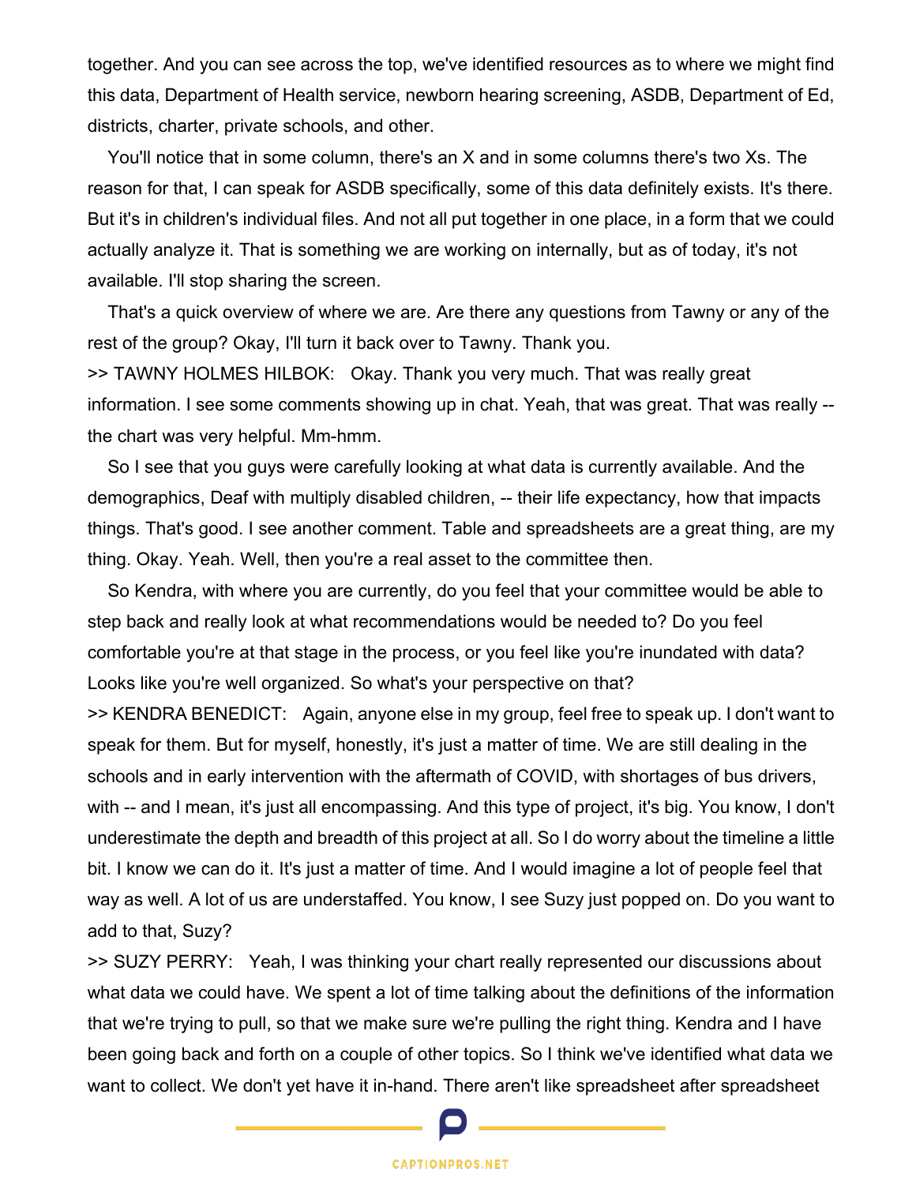together. And you can see across the top, we've identified resources as to where we might find this data, Department of Health service, newborn hearing screening, ASDB, Department of Ed, districts, charter, private schools, and other.

You'll notice that in some column, there's an X and in some columns there's two Xs. The reason for that, I can speak for ASDB specifically, some of this data definitely exists. It's there. But it's in children's individual files. And not all put together in one place, in a form that we could actually analyze it. That is something we are working on internally, but as of today, it's not available. I'll stop sharing the screen.

That's a quick overview of where we are. Are there any questions from Tawny or any of the rest of the group? Okay, I'll turn it back over to Tawny. Thank you.

>> TAWNY HOLMES HILBOK: Okay. Thank you very much. That was really great information. I see some comments showing up in chat. Yeah, that was great. That was really -- the chart was very helpful. Mm-hmm.

So I see that you guys were carefully looking at what data is currently available. And the demographics, Deaf with multiply disabled children, -- their life expectancy, how that impacts things. That's good. I see another comment. Table and spreadsheets are a great thing, are my thing. Okay. Yeah. Well, then you're a real asset to the committee then.

So Kendra, with where you are currently, do you feel that your committee would be able to step back and really look at what recommendations would be needed to? Do you feel comfortable you're at that stage in the process, or you feel like you're inundated with data? Looks like you're well organized. So what's your perspective on that?

>> KENDRA BENEDICT: Again, anyone else in my group, feel free to speak up. I don't want to speak for them. But for myself, honestly, it's just a matter of time. We are still dealing in the schools and in early intervention with the aftermath of COVID, with shortages of bus drivers, with -- and I mean, it's just all encompassing. And this type of project, it's big. You know, I don't underestimate the depth and breadth of this project at all. So I do worry about the timeline a little bit. I know we can do it. It's just a matter of time. And I would imagine a lot of people feel that way as well. A lot of us are understaffed. You know, I see Suzy just popped on. Do you want to add to that, Suzy?

>> SUZY PERRY: Yeah, I was thinking your chart really represented our discussions about what data we could have. We spent a lot of time talking about the definitions of the information that we're trying to pull, so that we make sure we're pulling the right thing. Kendra and I have been going back and forth on a couple of other topics. So I think we've identified what data we want to collect. We don't yet have it in-hand. There aren't like spreadsheet after spreadsheet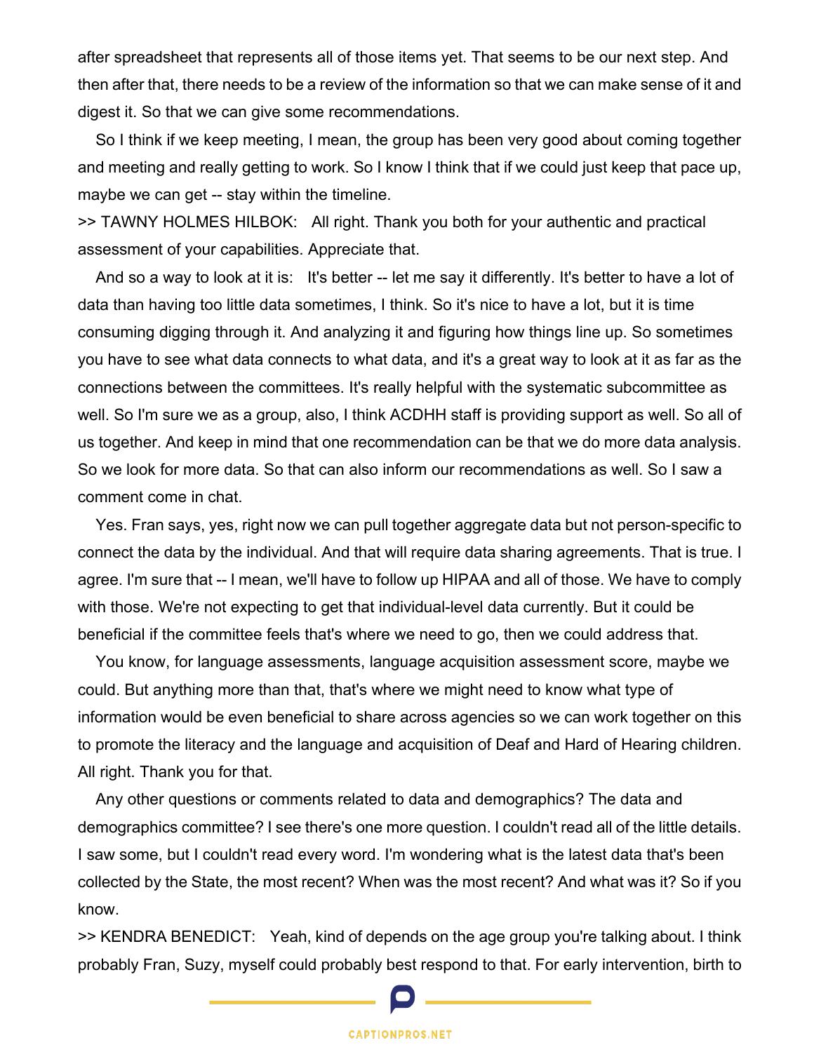after spreadsheet that represents all of those items yet. That seems to be our next step. And then after that, there needs to be a review of the information so that we can make sense of it and digest it. So that we can give some recommendations.

So I think if we keep meeting, I mean, the group has been very good about coming together and meeting and really getting to work. So I know I think that if we could just keep that pace up, maybe we can get -- stay within the timeline.

>> TAWNY HOLMES HILBOK: All right. Thank you both for your authentic and practical assessment of your capabilities. Appreciate that.

And so a way to look at it is: It's better -- let me say it differently. It's better to have a lot of data than having too little data sometimes, I think. So it's nice to have a lot, but it is time consuming digging through it. And analyzing it and figuring how things line up. So sometimes you have to see what data connects to what data, and it's a great way to look at it as far as the connections between the committees. It's really helpful with the systematic subcommittee as well. So I'm sure we as a group, also, I think ACDHH staff is providing support as well. So all of us together. And keep in mind that one recommendation can be that we do more data analysis. So we look for more data. So that can also inform our recommendations as well. So I saw a comment come in chat.

Yes. Fran says, yes, right now we can pull together aggregate data but not person-specific to connect the data by the individual. And that will require data sharing agreements. That is true. I agree. I'm sure that -- I mean, we'll have to follow up HIPAA and all of those. We have to comply with those. We're not expecting to get that individual-level data currently. But it could be beneficial if the committee feels that's where we need to go, then we could address that.

You know, for language assessments, language acquisition assessment score, maybe we could. But anything more than that, that's where we might need to know what type of information would be even beneficial to share across agencies so we can work together on this to promote the literacy and the language and acquisition of Deaf and Hard of Hearing children. All right. Thank you for that.

Any other questions or comments related to data and demographics? The data and demographics committee? I see there's one more question. I couldn't read all of the little details. I saw some, but I couldn't read every word. I'm wondering what is the latest data that's been collected by the State, the most recent? When was the most recent? And what was it? So if you know.

>> KENDRA BENEDICT: Yeah, kind of depends on the age group you're talking about. I think probably Fran, Suzy, myself could probably best respond to that. For early intervention, birth to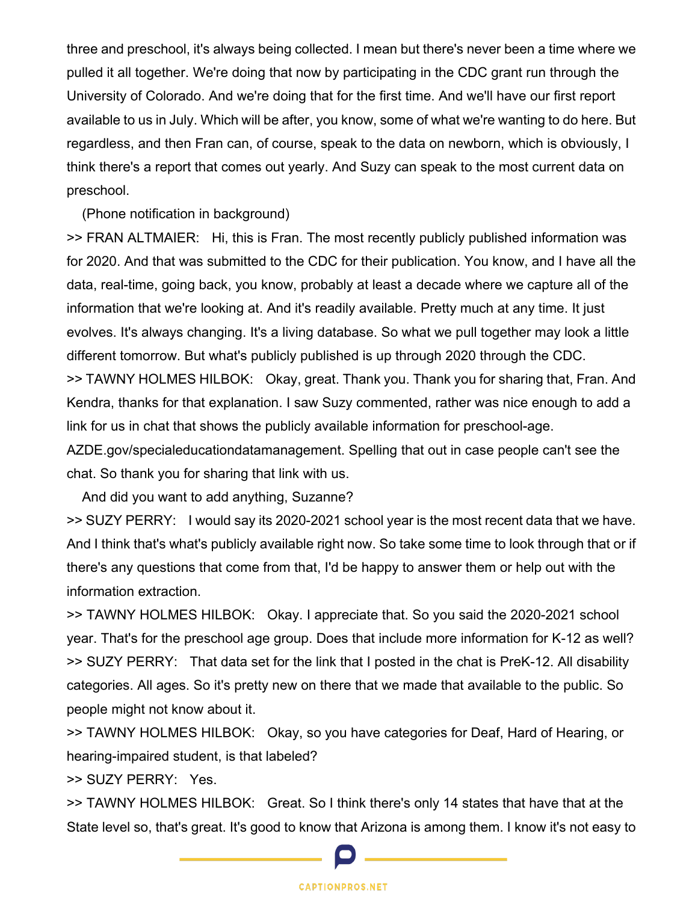three and preschool, it's always being collected. I mean but there's never been a time where we pulled it all together. We're doing that now by participating in the CDC grant run through the University of Colorado. And we're doing that for the first time. And we'll have our first report available to us in July. Which will be after, you know, some of what we're wanting to do here. But regardless, and then Fran can, of course, speak to the data on newborn, which is obviously, I think there's a report that comes out yearly. And Suzy can speak to the most current data on preschool.

(Phone notification in background)

>> FRAN ALTMAIER: Hi, this is Fran. The most recently publicly published information was for 2020. And that was submitted to the CDC for their publication. You know, and I have all the data, real-time, going back, you know, probably at least a decade where we capture all of the information that we're looking at. And it's readily available. Pretty much at any time. It just evolves. It's always changing. It's a living database. So what we pull together may look a little different tomorrow. But what's publicly published is up through 2020 through the CDC.

>> TAWNY HOLMES HILBOK: Okay, great. Thank you. Thank you for sharing that, Fran. And Kendra, thanks for that explanation. I saw Suzy commented, rather was nice enough to add a link for us in chat that shows the publicly available information for preschool-age. AZDE.gov/specialeducationdatamanagement. Spelling that out in case people can't see the chat. So thank you for sharing that link with us.

And did you want to add anything, Suzanne?

>> SUZY PERRY: I would say its 2020-2021 school year is the most recent data that we have. And I think that's what's publicly available right now. So take some time to look through that or if there's any questions that come from that, I'd be happy to answer them or help out with the information extraction.

>> TAWNY HOLMES HILBOK: Okay. I appreciate that. So you said the 2020-2021 school year. That's for the preschool age group. Does that include more information for K-12 as well?

>> SUZY PERRY: That data set for the link that I posted in the chat is PreK-12. All disability categories. All ages. So it's pretty new on there that we made that available to the public. So people might not know about it.

>> TAWNY HOLMES HILBOK: Okay, so you have categories for Deaf, Hard of Hearing, or hearing-impaired student, is that labeled?

>> SUZY PERRY: Yes.

>> TAWNY HOLMES HILBOK: Great. So I think there's only 14 states that have that at the State level so, that's great. It's good to know that Arizona is among them. I know it's not easy to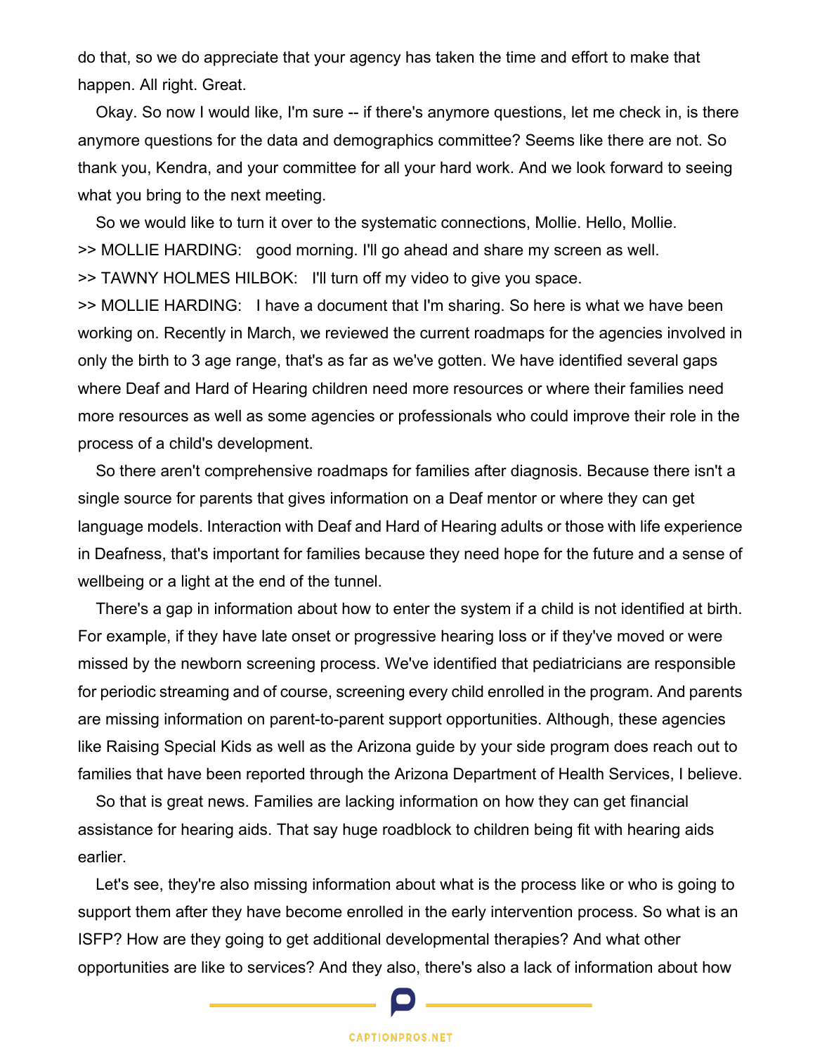do that, so we do appreciate that your agency has taken the time and effort to make that happen. All right. Great.

Okay. So now I would like, I'm sure -- if there's anymore questions, let me check in, is there anymore questions for the data and demographics committee? Seems like there are not. So thank you, Kendra, and your committee for all your hard work. And we look forward to seeing what you bring to the next meeting.

So we would like to turn it over to the systematic connections, Mollie. Hello, Mollie.

>> MOLLIE HARDING: good morning. I'll go ahead and share my screen as well.

>> TAWNY HOLMES HILBOK: I'll turn off my video to give you space.

>> MOLLIE HARDING: I have a document that I'm sharing. So here is what we have been working on. Recently in March, we reviewed the current roadmaps for the agencies involved in only the birth to 3 age range, that's as far as we've gotten. We have identified several gaps where Deaf and Hard of Hearing children need more resources or where their families need more resources as well as some agencies or professionals who could improve their role in the process of a child's development.

So there aren't comprehensive roadmaps for families after diagnosis. Because there isn't a single source for parents that gives information on a Deaf mentor or where they can get language models. Interaction with Deaf and Hard of Hearing adults or those with life experience in Deafness, that's important for families because they need hope for the future and a sense of wellbeing or a light at the end of the tunnel.

There's a gap in information about how to enter the system if a child is not identified at birth. For example, if they have late onset or progressive hearing loss or if they've moved or were missed by the newborn screening process. We've identified that pediatricians are responsible for periodic streaming and of course, screening every child enrolled in the program. And parents are missing information on parent-to-parent support opportunities. Although, these agencies like Raising Special Kids as well as the Arizona guide by your side program does reach out to families that have been reported through the Arizona Department of Health Services, I believe.

So that is great news. Families are lacking information on how they can get financial assistance for hearing aids. That say huge roadblock to children being fit with hearing aids earlier.

Let's see, they're also missing information about what is the process like or who is going to support them after they have become enrolled in the early intervention process. So what is an ISFP? How are they going to get additional developmental therapies? And what other opportunities are like to services? And they also, there's also a lack of information about how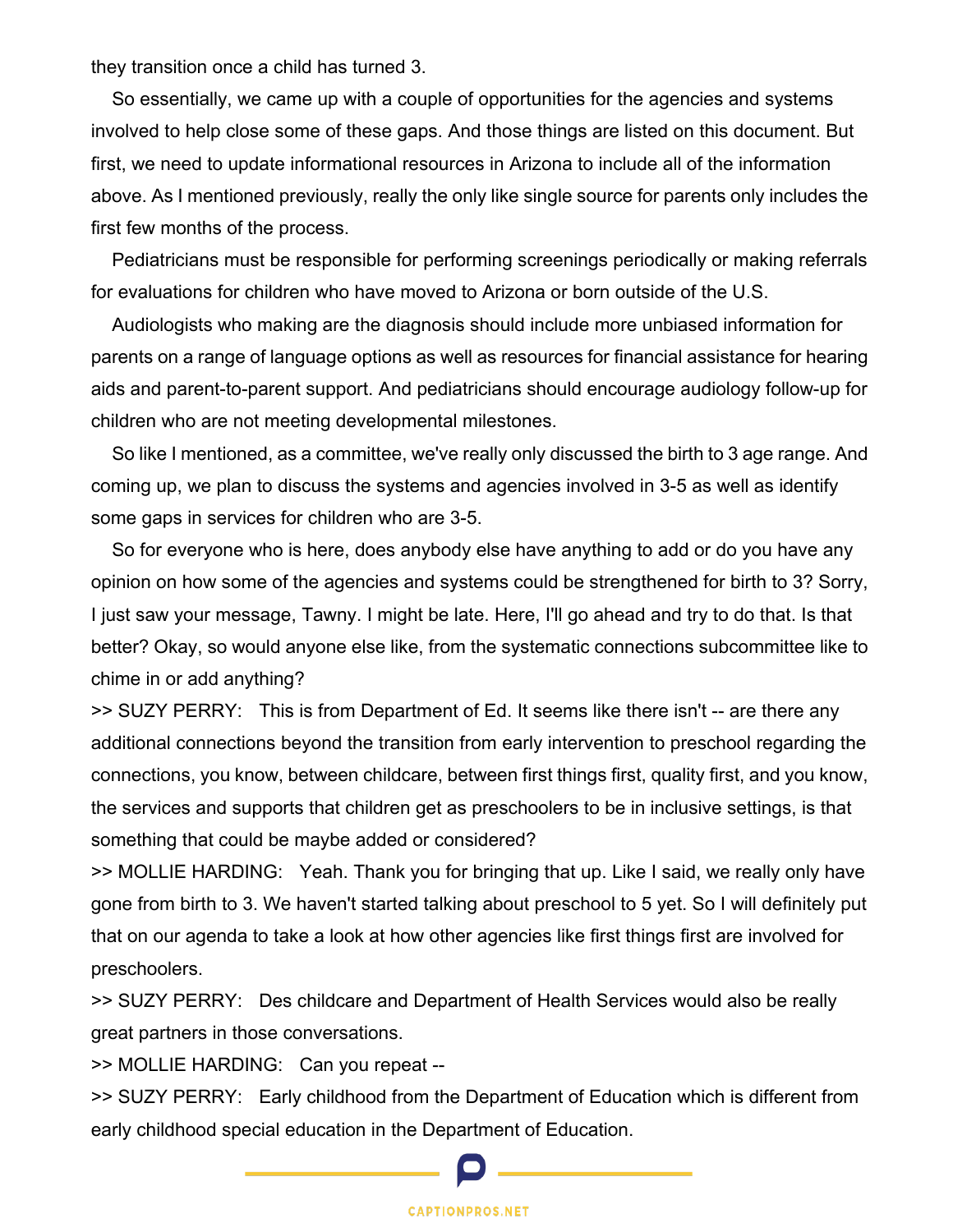they transition once a child has turned 3.

So essentially, we came up with a couple of opportunities for the agencies and systems involved to help close some of these gaps. And those things are listed on this document. But first, we need to update informational resources in Arizona to include all of the information above. As I mentioned previously, really the only like single source for parents only includes the first few months of the process.

Pediatricians must be responsible for performing screenings periodically or making referrals for evaluations for children who have moved to Arizona or born outside of the U.S.

Audiologists who making are the diagnosis should include more unbiased information for parents on a range of language options as well as resources for financial assistance for hearing aids and parent-to-parent support. And pediatricians should encourage audiology follow-up for children who are not meeting developmental milestones.

So like I mentioned, as a committee, we've really only discussed the birth to 3 age range. And coming up, we plan to discuss the systems and agencies involved in 3-5 as well as identify some gaps in services for children who are 3-5.

So for everyone who is here, does anybody else have anything to add or do you have any opinion on how some of the agencies and systems could be strengthened for birth to 3? Sorry, I just saw your message, Tawny. I might be late. Here, I'll go ahead and try to do that. Is that better? Okay, so would anyone else like, from the systematic connections subcommittee like to chime in or add anything?

>> SUZY PERRY: This is from Department of Ed. It seems like there isn't -- are there any additional connections beyond the transition from early intervention to preschool regarding the connections, you know, between childcare, between first things first, quality first, and you know, the services and supports that children get as preschoolers to be in inclusive settings, is that something that could be maybe added or considered?

>> MOLLIE HARDING: Yeah. Thank you for bringing that up. Like I said, we really only have gone from birth to 3. We haven't started talking about preschool to 5 yet. So I will definitely put that on our agenda to take a look at how other agencies like first things first are involved for preschoolers.

>> SUZY PERRY: Des childcare and Department of Health Services would also be really great partners in those conversations.

>> MOLLIE HARDING: Can you repeat --

>> SUZY PERRY: Early childhood from the Department of Education which is different from early childhood special education in the Department of Education.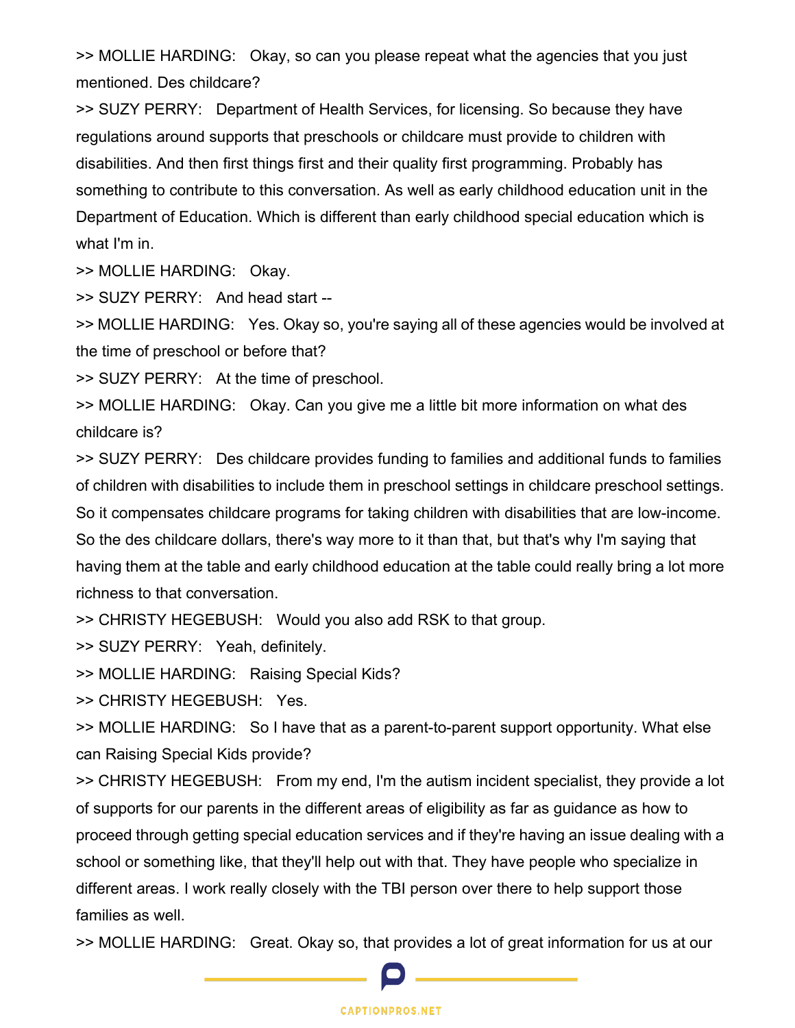>> MOLLIE HARDING: Okay, so can you please repeat what the agencies that you just mentioned. Des childcare?

>> SUZY PERRY: Department of Health Services, for licensing. So because they have regulations around supports that preschools or childcare must provide to children with disabilities. And then first things first and their quality first programming. Probably has something to contribute to this conversation. As well as early childhood education unit in the Department of Education. Which is different than early childhood special education which is what I'm in.

>> MOLLIE HARDING: Okay.

>> SUZY PERRY: And head start --

>> MOLLIE HARDING: Yes. Okay so, you're saying all of these agencies would be involved at the time of preschool or before that?

>> SUZY PERRY: At the time of preschool.

>> MOLLIE HARDING: Okay. Can you give me a little bit more information on what des childcare is?

>> SUZY PERRY: Des childcare provides funding to families and additional funds to families of children with disabilities to include them in preschool settings in childcare preschool settings. So it compensates childcare programs for taking children with disabilities that are low-income. So the des childcare dollars, there's way more to it than that, but that's why I'm saying that having them at the table and early childhood education at the table could really bring a lot more richness to that conversation.

>> CHRISTY HEGEBUSH: Would you also add RSK to that group.

>> SUZY PERRY: Yeah, definitely.

>> MOLLIE HARDING: Raising Special Kids?

>> CHRISTY HEGEBUSH: Yes.

>> MOLLIE HARDING: So I have that as a parent-to-parent support opportunity. What else can Raising Special Kids provide?

>> CHRISTY HEGEBUSH: From my end, I'm the autism incident specialist, they provide a lot of supports for our parents in the different areas of eligibility as far as guidance as how to proceed through getting special education services and if they're having an issue dealing with a school or something like, that they'll help out with that. They have people who specialize in different areas. I work really closely with the TBI person over there to help support those families as well.

>> MOLLIE HARDING: Great. Okay so, that provides a lot of great information for us at our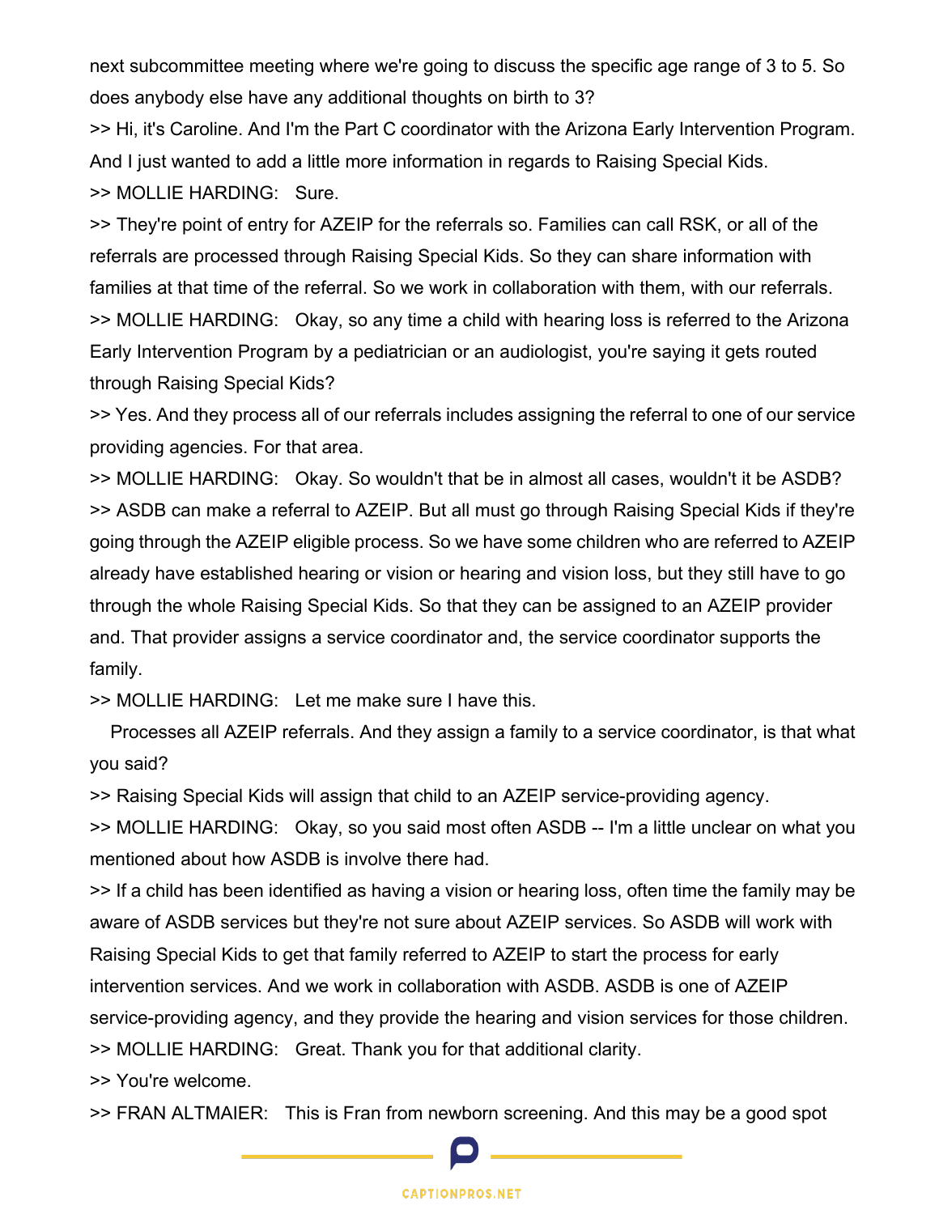next subcommittee meeting where we're going to discuss the specific age range of 3 to 5. So does anybody else have any additional thoughts on birth to 3?

>> Hi, it's Caroline. And I'm the Part C coordinator with the Arizona Early Intervention Program. And I just wanted to add a little more information in regards to Raising Special Kids.

>> MOLLIE HARDING: Sure.

>> They're point of entry for AZEIP for the referrals so. Families can call RSK, or all of the referrals are processed through Raising Special Kids. So they can share information with families at that time of the referral. So we work in collaboration with them, with our referrals.

>> MOLLIE HARDING: Okay, so any time a child with hearing loss is referred to the Arizona Early Intervention Program by a pediatrician or an audiologist, you're saying it gets routed through Raising Special Kids?

>> Yes. And they process all of our referrals includes assigning the referral to one of our service providing agencies. For that area.

>> MOLLIE HARDING: Okay. So wouldn't that be in almost all cases, wouldn't it be ASDB?

>> ASDB can make a referral to AZEIP. But all must go through Raising Special Kids if they're going through the AZEIP eligible process. So we have some children who are referred to AZEIP already have established hearing or vision or hearing and vision loss, but they still have to go through the whole Raising Special Kids. So that they can be assigned to an AZEIP provider and. That provider assigns a service coordinator and, the service coordinator supports the family.

>> MOLLIE HARDING: Let me make sure I have this.

Processes all AZEIP referrals. And they assign a family to a service coordinator, is that what you said?

>> Raising Special Kids will assign that child to an AZEIP service-providing agency.

>> MOLLIE HARDING: Okay, so you said most often ASDB -- I'm a little unclear on what you mentioned about how ASDB is involve there had.

>> If a child has been identified as having a vision or hearing loss, often time the family may be aware of ASDB services but they're not sure about AZEIP services. So ASDB will work with Raising Special Kids to get that family referred to AZEIP to start the process for early intervention services. And we work in collaboration with ASDB. ASDB is one of AZEIP service-providing agency, and they provide the hearing and vision services for those children.

>> MOLLIE HARDING: Great. Thank you for that additional clarity.

>> You're welcome.

>> FRAN ALTMAIER: This is Fran from newborn screening. And this may be a good spot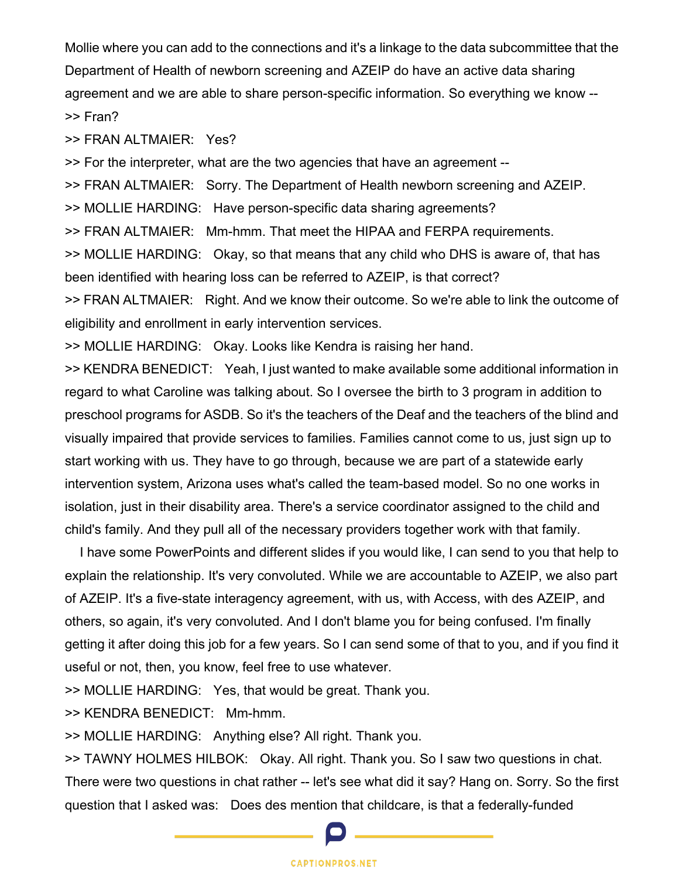Mollie where you can add to the connections and it's a linkage to the data subcommittee that the Department of Health of newborn screening and AZEIP do have an active data sharing agreement and we are able to share person-specific information. So everything we know --

>> Fran?

>> FRAN ALTMAIER: Yes?

>> For the interpreter, what are the two agencies that have an agreement --

>> FRAN ALTMAIER: Sorry. The Department of Health newborn screening and AZEIP.

>> MOLLIE HARDING: Have person-specific data sharing agreements?

>> FRAN ALTMAIER: Mm-hmm. That meet the HIPAA and FERPA requirements.

>> MOLLIE HARDING: Okay, so that means that any child who DHS is aware of, that has been identified with hearing loss can be referred to AZEIP, is that correct?

>> FRAN ALTMAIER: Right. And we know their outcome. So we're able to link the outcome of eligibility and enrollment in early intervention services.

>> MOLLIE HARDING: Okay. Looks like Kendra is raising her hand.

>> KENDRA BENEDICT: Yeah, I just wanted to make available some additional information in regard to what Caroline was talking about. So I oversee the birth to 3 program in addition to preschool programs for ASDB. So it's the teachers of the Deaf and the teachers of the blind and visually impaired that provide services to families. Families cannot come to us, just sign up to start working with us. They have to go through, because we are part of a statewide early intervention system, Arizona uses what's called the team-based model. So no one works in isolation, just in their disability area. There's a service coordinator assigned to the child and child's family. And they pull all of the necessary providers together work with that family.

I have some PowerPoints and different slides if you would like, I can send to you that help to explain the relationship. It's very convoluted. While we are accountable to AZEIP, we also part of AZEIP. It's a five-state interagency agreement, with us, with Access, with des AZEIP, and others, so again, it's very convoluted. And I don't blame you for being confused. I'm finally getting it after doing this job for a few years. So I can send some of that to you, and if you find it useful or not, then, you know, feel free to use whatever.

>> MOLLIE HARDING: Yes, that would be great. Thank you.

>> KENDRA BENEDICT: Mm-hmm.

>> MOLLIE HARDING: Anything else? All right. Thank you.

>> TAWNY HOLMES HILBOK: Okay. All right. Thank you. So I saw two questions in chat. There were two questions in chat rather -- let's see what did it say? Hang on. Sorry. So the first question that I asked was: Does des mention that childcare, is that a federally-funded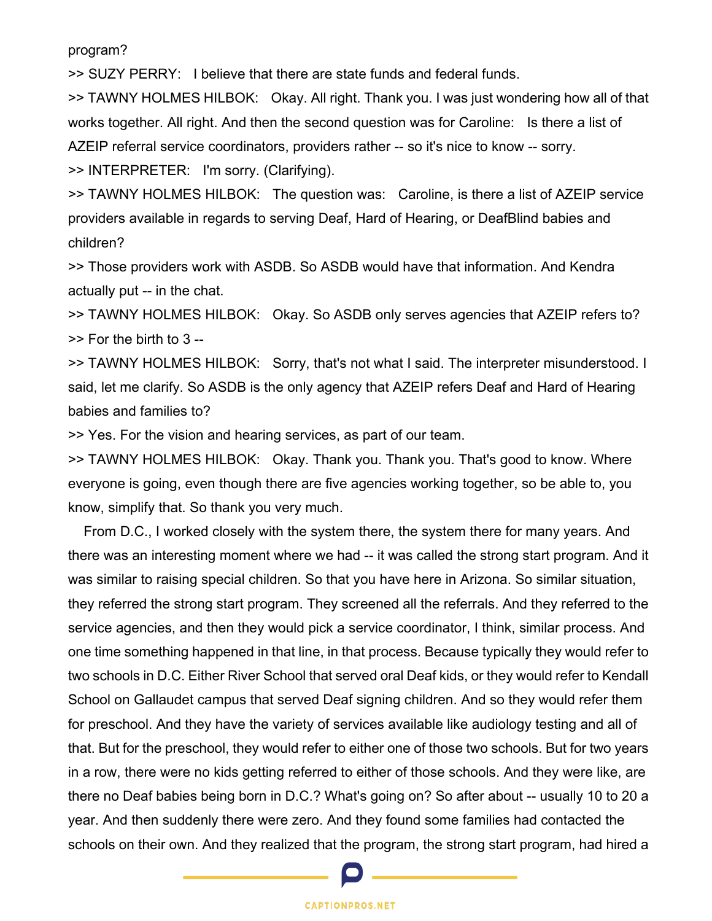program?

>> SUZY PERRY: I believe that there are state funds and federal funds.

>> TAWNY HOLMES HILBOK: Okay. All right. Thank you. I was just wondering how all of that works together. All right. And then the second question was for Caroline: Is there a list of AZEIP referral service coordinators, providers rather -- so it's nice to know -- sorry.

>> INTERPRETER: I'm sorry. (Clarifying).

>> TAWNY HOLMES HILBOK: The question was: Caroline, is there a list of AZEIP service providers available in regards to serving Deaf, Hard of Hearing, or DeafBlind babies and children?

>> Those providers work with ASDB. So ASDB would have that information. And Kendra actually put -- in the chat.

>> TAWNY HOLMES HILBOK: Okay. So ASDB only serves agencies that AZEIP refers to?

>> For the birth to 3 --

>> TAWNY HOLMES HILBOK: Sorry, that's not what I said. The interpreter misunderstood. I said, let me clarify. So ASDB is the only agency that AZEIP refers Deaf and Hard of Hearing babies and families to?

>> Yes. For the vision and hearing services, as part of our team.

>> TAWNY HOLMES HILBOK: Okay. Thank you. Thank you. That's good to know. Where everyone is going, even though there are five agencies working together, so be able to, you know, simplify that. So thank you very much.

From D.C., I worked closely with the system there, the system there for many years. And there was an interesting moment where we had -- it was called the strong start program. And it was similar to raising special children. So that you have here in Arizona. So similar situation, they referred the strong start program. They screened all the referrals. And they referred to the service agencies, and then they would pick a service coordinator, I think, similar process. And one time something happened in that line, in that process. Because typically they would refer to two schools in D.C. Either River School that served oral Deaf kids, or they would refer to Kendall School on Gallaudet campus that served Deaf signing children. And so they would refer them for preschool. And they have the variety of services available like audiology testing and all of that. But for the preschool, they would refer to either one of those two schools. But for two years in a row, there were no kids getting referred to either of those schools. And they were like, are there no Deaf babies being born in D.C.? What's going on? So after about -- usually 10 to 20 a year. And then suddenly there were zero. And they found some families had contacted the schools on their own. And they realized that the program, the strong start program, had hired a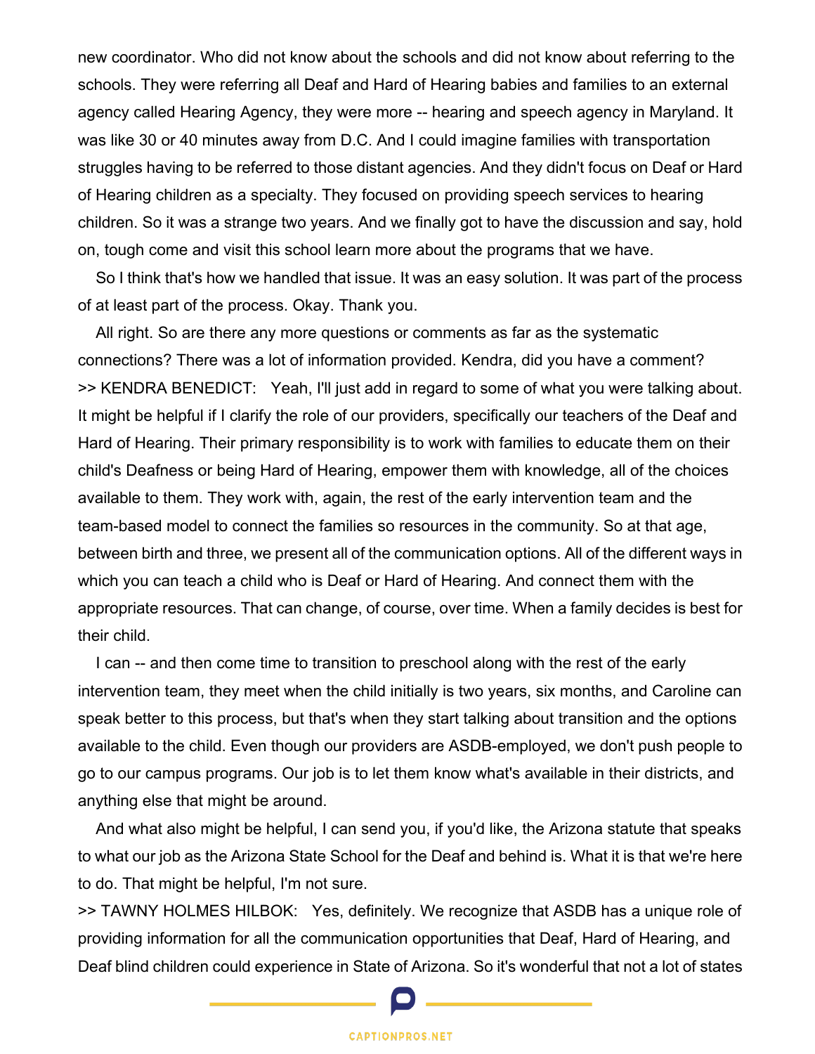new coordinator. Who did not know about the schools and did not know about referring to the schools. They were referring all Deaf and Hard of Hearing babies and families to an external agency called Hearing Agency, they were more -- hearing and speech agency in Maryland. It was like 30 or 40 minutes away from D.C. And I could imagine families with transportation struggles having to be referred to those distant agencies. And they didn't focus on Deaf or Hard of Hearing children as a specialty. They focused on providing speech services to hearing children. So it was a strange two years. And we finally got to have the discussion and say, hold on, tough come and visit this school learn more about the programs that we have.

So I think that's how we handled that issue. It was an easy solution. It was part of the process of at least part of the process. Okay. Thank you.

All right. So are there any more questions or comments as far as the systematic connections? There was a lot of information provided. Kendra, did you have a comment?

>> KENDRA BENEDICT: Yeah, I'll just add in regard to some of what you were talking about. It might be helpful if I clarify the role of our providers, specifically our teachers of the Deaf and Hard of Hearing. Their primary responsibility is to work with families to educate them on their child's Deafness or being Hard of Hearing, empower them with knowledge, all of the choices available to them. They work with, again, the rest of the early intervention team and the team-based model to connect the families so resources in the community. So at that age, between birth and three, we present all of the communication options. All of the different ways in which you can teach a child who is Deaf or Hard of Hearing. And connect them with the appropriate resources. That can change, of course, over time. When a family decides is best for their child.

I can -- and then come time to transition to preschool along with the rest of the early intervention team, they meet when the child initially is two years, six months, and Caroline can speak better to this process, but that's when they start talking about transition and the options available to the child. Even though our providers are ASDB-employed, we don't push people to go to our campus programs. Our job is to let them know what's available in their districts, and anything else that might be around.

And what also might be helpful, I can send you, if you'd like, the Arizona statute that speaks to what our job as the Arizona State School for the Deaf and behind is. What it is that we're here to do. That might be helpful, I'm not sure.

>> TAWNY HOLMES HILBOK: Yes, definitely. We recognize that ASDB has a unique role of providing information for all the communication opportunities that Deaf, Hard of Hearing, and Deaf blind children could experience in State of Arizona. So it's wonderful that not a lot of states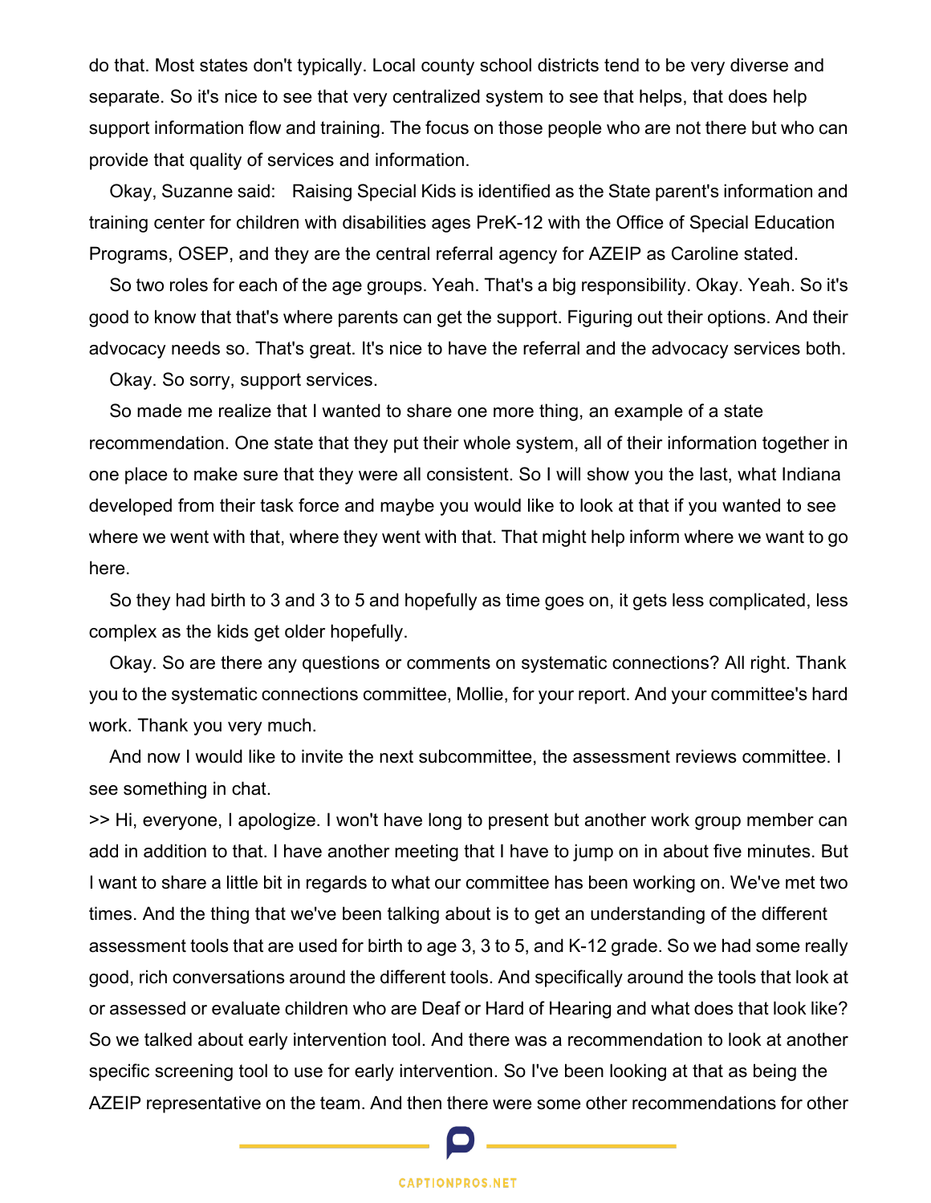do that. Most states don't typically. Local county school districts tend to be very diverse and separate. So it's nice to see that very centralized system to see that helps, that does help support information flow and training. The focus on those people who are not there but who can provide that quality of services and information.

Okay, Suzanne said:   Raising Special Kids is identified as the State parent's information and training center for children with disabilities ages PreK-12 with the Office of Special Education Programs, OSEP, and they are the central referral agency for AZEIP as Caroline stated.

So two roles for each of the age groups. Yeah. That's a big responsibility. Okay. Yeah. So it's good to know that that's where parents can get the support. Figuring out their options. And their advocacy needs so. That's great. It's nice to have the referral and the advocacy services both.

Okay. So sorry, support services.

So made me realize that I wanted to share one more thing, an example of a state recommendation. One state that they put their whole system, all of their information together in one place to make sure that they were all consistent. So I will show you the last, what Indiana developed from their task force and maybe you would like to look at that if you wanted to see where we went with that, where they went with that. That might help inform where we want to go here.

So they had birth to 3 and 3 to 5 and hopefully as time goes on, it gets less complicated, less complex as the kids get older hopefully.

Okay. So are there any questions or comments on systematic connections? All right. Thank you to the systematic connections committee, Mollie, for your report. And your committee's hard work. Thank you very much.

And now I would like to invite the next subcommittee, the assessment reviews committee. I see something in chat.

>> Hi, everyone, I apologize. I won't have long to present but another work group member can add in addition to that. I have another meeting that I have to jump on in about five minutes. But I want to share a little bit in regards to what our committee has been working on. We've met two times. And the thing that we've been talking about is to get an understanding of the different assessment tools that are used for birth to age 3, 3 to 5, and K-12 grade. So we had some really good, rich conversations around the different tools. And specifically around the tools that look at or assessed or evaluate children who are Deaf or Hard of Hearing and what does that look like? So we talked about early intervention tool. And there was a recommendation to look at another specific screening tool to use for early intervention. So I've been looking at that as being the AZEIP representative on the team. And then there were some other recommendations for other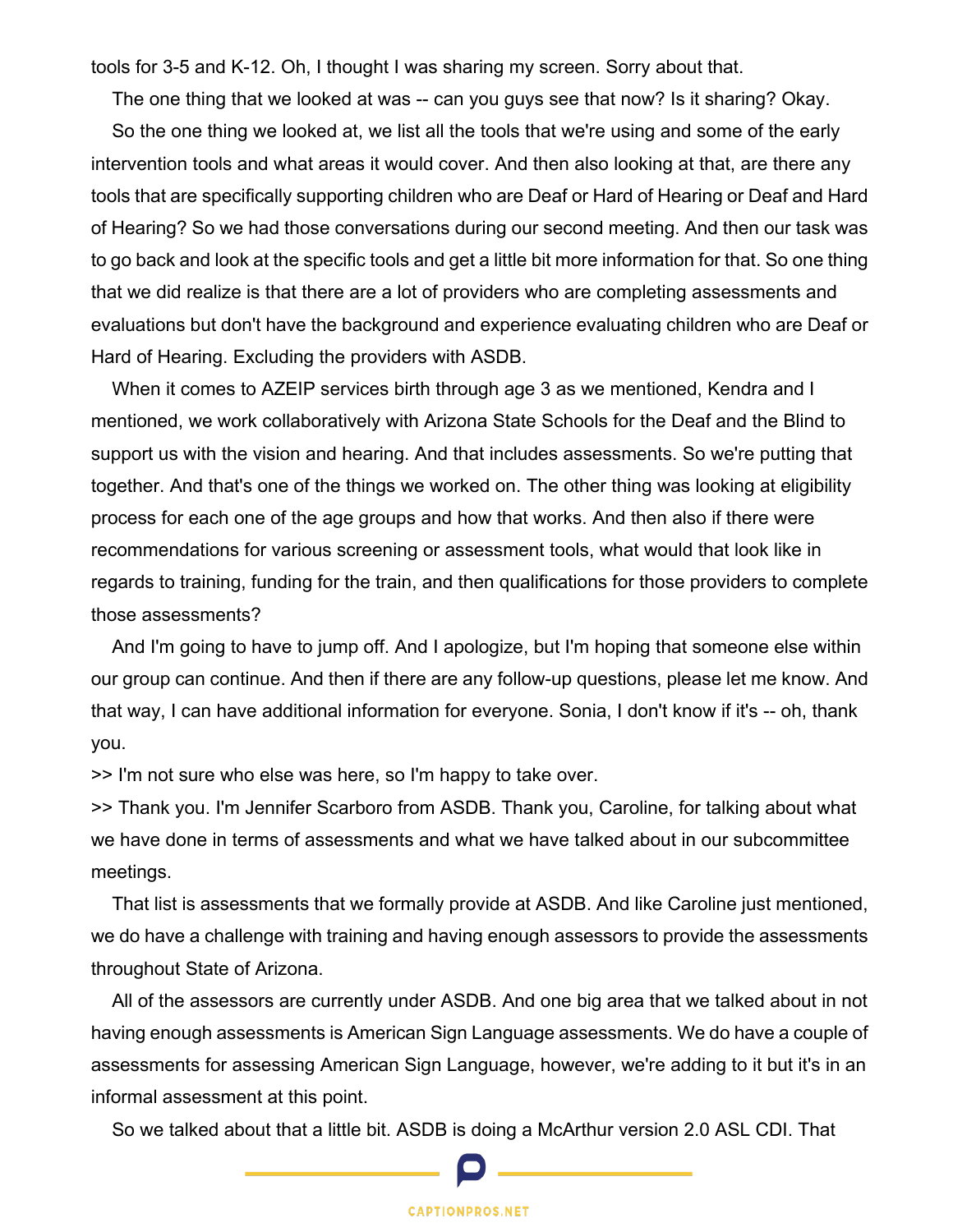tools for 3-5 and K-12. Oh, I thought I was sharing my screen. Sorry about that.

The one thing that we looked at was -- can you guys see that now? Is it sharing? Okay.

So the one thing we looked at, we list all the tools that we're using and some of the early intervention tools and what areas it would cover. And then also looking at that, are there any tools that are specifically supporting children who are Deaf or Hard of Hearing or Deaf and Hard of Hearing? So we had those conversations during our second meeting. And then our task was to go back and look at the specific tools and get a little bit more information for that. So one thing that we did realize is that there are a lot of providers who are completing assessments and evaluations but don't have the background and experience evaluating children who are Deaf or Hard of Hearing. Excluding the providers with ASDB.

When it comes to AZEIP services birth through age 3 as we mentioned, Kendra and I mentioned, we work collaboratively with Arizona State Schools for the Deaf and the Blind to support us with the vision and hearing. And that includes assessments. So we're putting that together. And that's one of the things we worked on. The other thing was looking at eligibility process for each one of the age groups and how that works. And then also if there were recommendations for various screening or assessment tools, what would that look like in regards to training, funding for the train, and then qualifications for those providers to complete those assessments?

And I'm going to have to jump off. And I apologize, but I'm hoping that someone else within our group can continue. And then if there are any follow-up questions, please let me know. And that way, I can have additional information for everyone. Sonia, I don't know if it's -- oh, thank you.

>> I'm not sure who else was here, so I'm happy to take over.

>> Thank you. I'm Jennifer Scarboro from ASDB. Thank you, Caroline, for talking about what we have done in terms of assessments and what we have talked about in our subcommittee meetings.

That list is assessments that we formally provide at ASDB. And like Caroline just mentioned, we do have a challenge with training and having enough assessors to provide the assessments throughout State of Arizona.

All of the assessors are currently under ASDB. And one big area that we talked about in not having enough assessments is American Sign Language assessments. We do have a couple of assessments for assessing American Sign Language, however, we're adding to it but it's in an informal assessment at this point.

So we talked about that a little bit. ASDB is doing a McArthur version 2.0 ASL CDI. That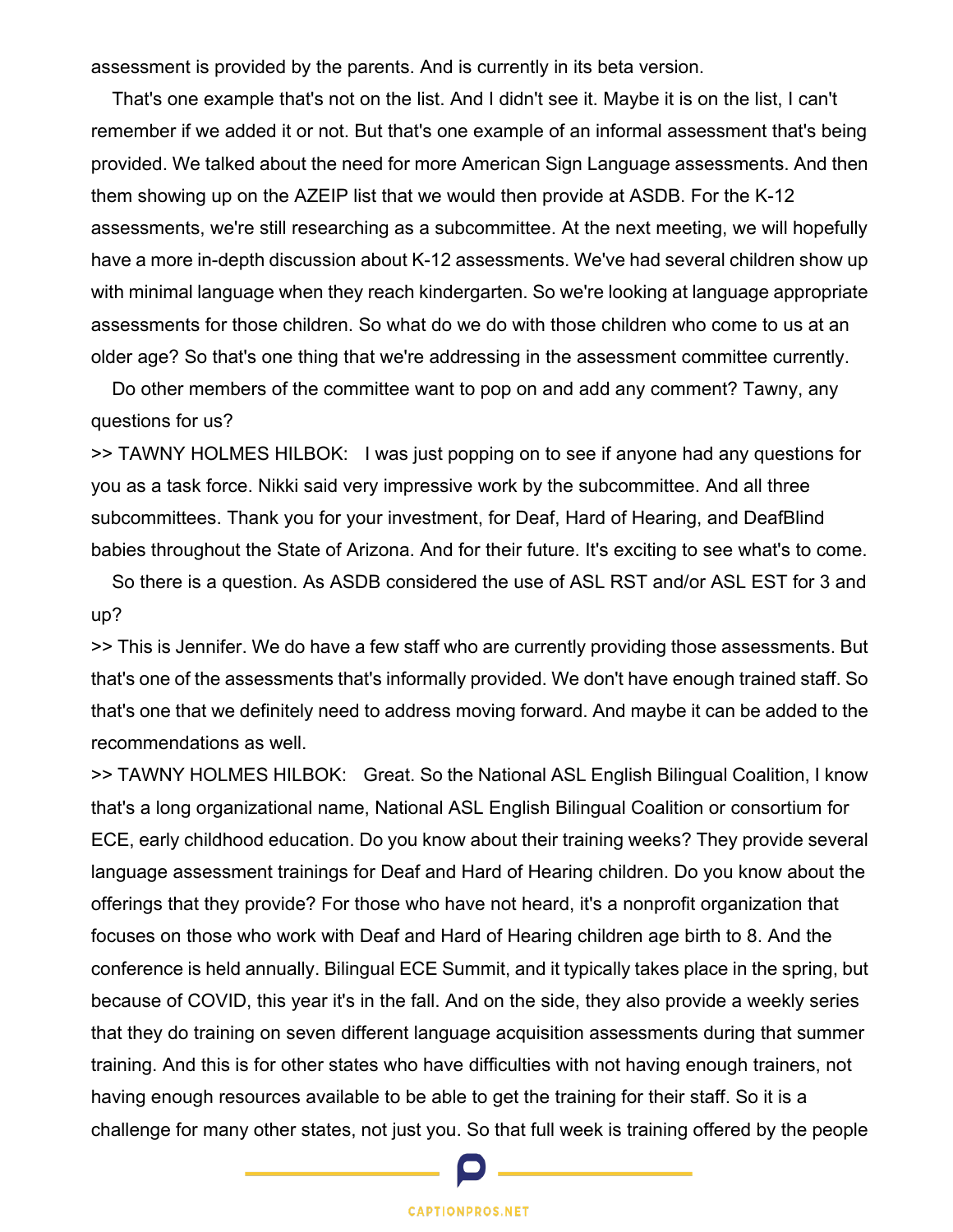assessment is provided by the parents. And is currently in its beta version.

That's one example that's not on the list. And I didn't see it. Maybe it is on the list, I can't remember if we added it or not. But that's one example of an informal assessment that's being provided. We talked about the need for more American Sign Language assessments. And then them showing up on the AZEIP list that we would then provide at ASDB. For the K-12 assessments, we're still researching as a subcommittee. At the next meeting, we will hopefully have a more in-depth discussion about K-12 assessments. We've had several children show up with minimal language when they reach kindergarten. So we're looking at language appropriate assessments for those children. So what do we do with those children who come to us at an older age? So that's one thing that we're addressing in the assessment committee currently.

Do other members of the committee want to pop on and add any comment? Tawny, any questions for us?

>> TAWNY HOLMES HILBOK: I was just popping on to see if anyone had any questions for you as a task force. Nikki said very impressive work by the subcommittee. And all three subcommittees. Thank you for your investment, for Deaf, Hard of Hearing, and DeafBlind babies throughout the State of Arizona. And for their future. It's exciting to see what's to come.

So there is a question. As ASDB considered the use of ASL RST and/or ASL EST for 3 and up?

>> This is Jennifer. We do have a few staff who are currently providing those assessments. But that's one of the assessments that's informally provided. We don't have enough trained staff. So that's one that we definitely need to address moving forward. And maybe it can be added to the recommendations as well.

>> TAWNY HOLMES HILBOK: Great. So the National ASL English Bilingual Coalition, I know that's a long organizational name, National ASL English Bilingual Coalition or consortium for ECE, early childhood education. Do you know about their training weeks? They provide several language assessment trainings for Deaf and Hard of Hearing children. Do you know about the offerings that they provide? For those who have not heard, it's a nonprofit organization that focuses on those who work with Deaf and Hard of Hearing children age birth to 8. And the conference is held annually. Bilingual ECE Summit, and it typically takes place in the spring, but because of COVID, this year it's in the fall. And on the side, they also provide a weekly series that they do training on seven different language acquisition assessments during that summer training. And this is for other states who have difficulties with not having enough trainers, not having enough resources available to be able to get the training for their staff. So it is a challenge for many other states, not just you. So that full week is training offered by the people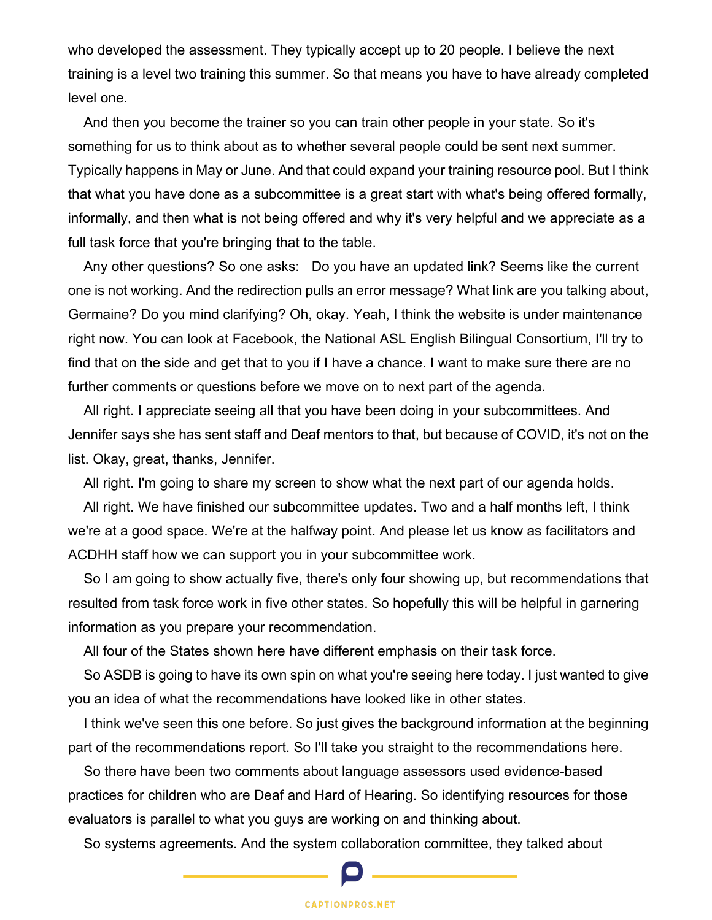who developed the assessment. They typically accept up to 20 people. I believe the next training is a level two training this summer. So that means you have to have already completed level one.

And then you become the trainer so you can train other people in your state. So it's something for us to think about as to whether several people could be sent next summer. Typically happens in May or June. And that could expand your training resource pool. But I think that what you have done as a subcommittee is a great start with what's being offered formally, informally, and then what is not being offered and why it's very helpful and we appreciate as a full task force that you're bringing that to the table.

Any other questions? So one asks:  Do you have an updated link? Seems like the current one is not working. And the redirection pulls an error message? What link are you talking about, Germaine? Do you mind clarifying? Oh, okay. Yeah, I think the website is under maintenance right now. You can look at Facebook, the National ASL English Bilingual Consortium, I'll try to find that on the side and get that to you if I have a chance. I want to make sure there are no further comments or questions before we move on to next part of the agenda.

All right. I appreciate seeing all that you have been doing in your subcommittees. And Jennifer says she has sent staff and Deaf mentors to that, but because of COVID, it's not on the list. Okay, great, thanks, Jennifer.

All right. I'm going to share my screen to show what the next part of our agenda holds.

All right. We have finished our subcommittee updates. Two and a half months left, I think we're at a good space. We're at the halfway point. And please let us know as facilitators and ACDHH staff how we can support you in your subcommittee work.

So I am going to show actually five, there's only four showing up, but recommendations that resulted from task force work in five other states. So hopefully this will be helpful in garnering information as you prepare your recommendation.

All four of the States shown here have different emphasis on their task force.

So ASDB is going to have its own spin on what you're seeing here today. I just wanted to give you an idea of what the recommendations have looked like in other states.

I think we've seen this one before. So just gives the background information at the beginning part of the recommendations report. So I'll take you straight to the recommendations here.

So there have been two comments about language assessors used evidence-based practices for children who are Deaf and Hard of Hearing. So identifying resources for those evaluators is parallel to what you guys are working on and thinking about.

So systems agreements. And the system collaboration committee, they talked about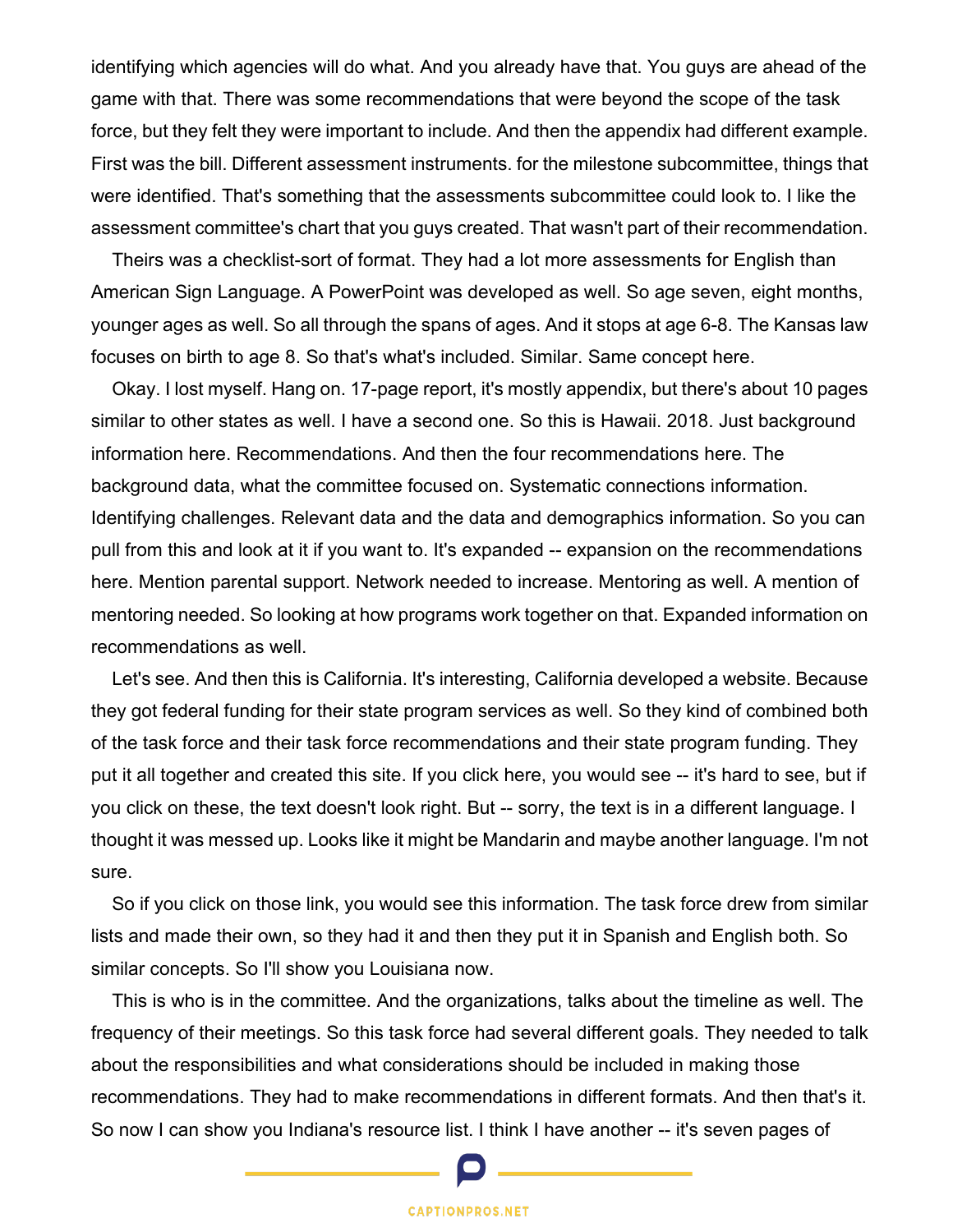identifying which agencies will do what. And you already have that. You guys are ahead of the game with that. There was some recommendations that were beyond the scope of the task force, but they felt they were important to include. And then the appendix had different example. First was the bill. Different assessment instruments. for the milestone subcommittee, things that were identified. That's something that the assessments subcommittee could look to. I like the assessment committee's chart that you guys created. That wasn't part of their recommendation.

Theirs was a checklist-sort of format. They had a lot more assessments for English than American Sign Language. A PowerPoint was developed as well. So age seven, eight months, younger ages as well. So all through the spans of ages. And it stops at age 6-8. The Kansas law focuses on birth to age 8. So that's what's included. Similar. Same concept here.

Okay. I lost myself. Hang on. 17-page report, it's mostly appendix, but there's about 10 pages similar to other states as well. I have a second one. So this is Hawaii. 2018. Just background information here. Recommendations. And then the four recommendations here. The background data, what the committee focused on. Systematic connections information. Identifying challenges. Relevant data and the data and demographics information. So you can pull from this and look at it if you want to. It's expanded -- expansion on the recommendations here. Mention parental support. Network needed to increase. Mentoring as well. A mention of mentoring needed. So looking at how programs work together on that. Expanded information on recommendations as well.

Let's see. And then this is California. It's interesting, California developed a website. Because they got federal funding for their state program services as well. So they kind of combined both of the task force and their task force recommendations and their state program funding. They put it all together and created this site. If you click here, you would see -- it's hard to see, but if you click on these, the text doesn't look right. But -- sorry, the text is in a different language. I thought it was messed up. Looks like it might be Mandarin and maybe another language. I'm not sure.

So if you click on those link, you would see this information. The task force drew from similar lists and made their own, so they had it and then they put it in Spanish and English both. So similar concepts. So I'll show you Louisiana now.

This is who is in the committee. And the organizations, talks about the timeline as well. The frequency of their meetings. So this task force had several different goals. They needed to talk about the responsibilities and what considerations should be included in making those recommendations. They had to make recommendations in different formats. And then that's it. So now I can show you Indiana's resource list. I think I have another -- it's seven pages of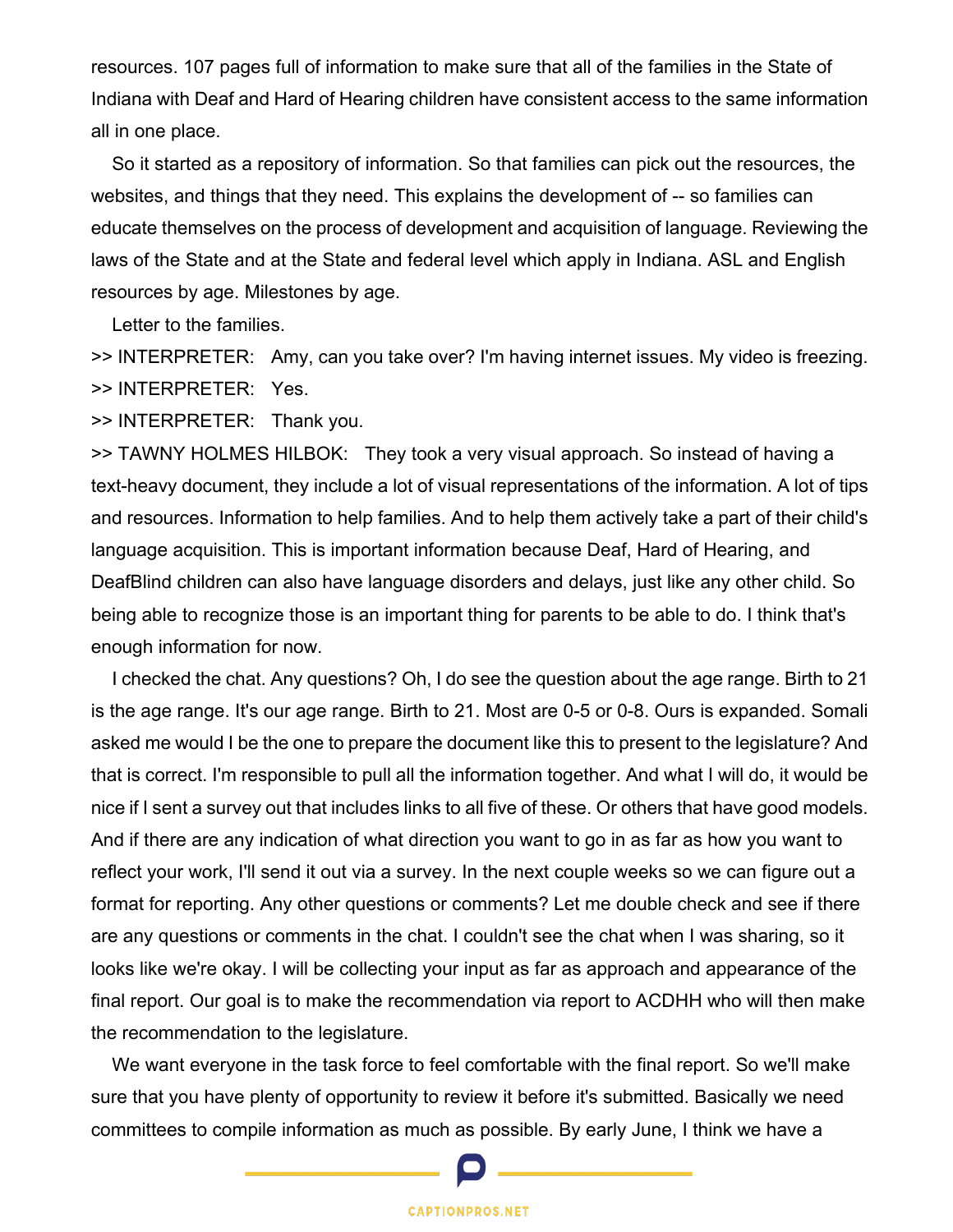resources. 107 pages full of information to make sure that all of the families in the State of Indiana with Deaf and Hard of Hearing children have consistent access to the same information all in one place.

So it started as a repository of information. So that families can pick out the resources, the websites, and things that they need. This explains the development of -- so families can educate themselves on the process of development and acquisition of language. Reviewing the laws of the State and at the State and federal level which apply in Indiana. ASL and English resources by age. Milestones by age.

Letter to the families.

>> INTERPRETER: Amy, can you take over? I'm having internet issues. My video is freezing.

>> INTERPRETER: Yes.

>> INTERPRETER: Thank you.

>> TAWNY HOLMES HILBOK: They took a very visual approach. So instead of having a text-heavy document, they include a lot of visual representations of the information. A lot of tips and resources. Information to help families. And to help them actively take a part of their child's language acquisition. This is important information because Deaf, Hard of Hearing, and DeafBlind children can also have language disorders and delays, just like any other child. So being able to recognize those is an important thing for parents to be able to do. I think that's enough information for now.

I checked the chat. Any questions? Oh, I do see the question about the age range. Birth to 21 is the age range. It's our age range. Birth to 21. Most are 0-5 or 0-8. Ours is expanded. Somali asked me would I be the one to prepare the document like this to present to the legislature? And that is correct. I'm responsible to pull all the information together. And what I will do, it would be nice if I sent a survey out that includes links to all five of these. Or others that have good models. And if there are any indication of what direction you want to go in as far as how you want to reflect your work, I'll send it out via a survey. In the next couple weeks so we can figure out a format for reporting. Any other questions or comments? Let me double check and see if there are any questions or comments in the chat. I couldn't see the chat when I was sharing, so it looks like we're okay. I will be collecting your input as far as approach and appearance of the final report. Our goal is to make the recommendation via report to ACDHH who will then make the recommendation to the legislature.

We want everyone in the task force to feel comfortable with the final report. So we'll make sure that you have plenty of opportunity to review it before it's submitted. Basically we need committees to compile information as much as possible. By early June, I think we have a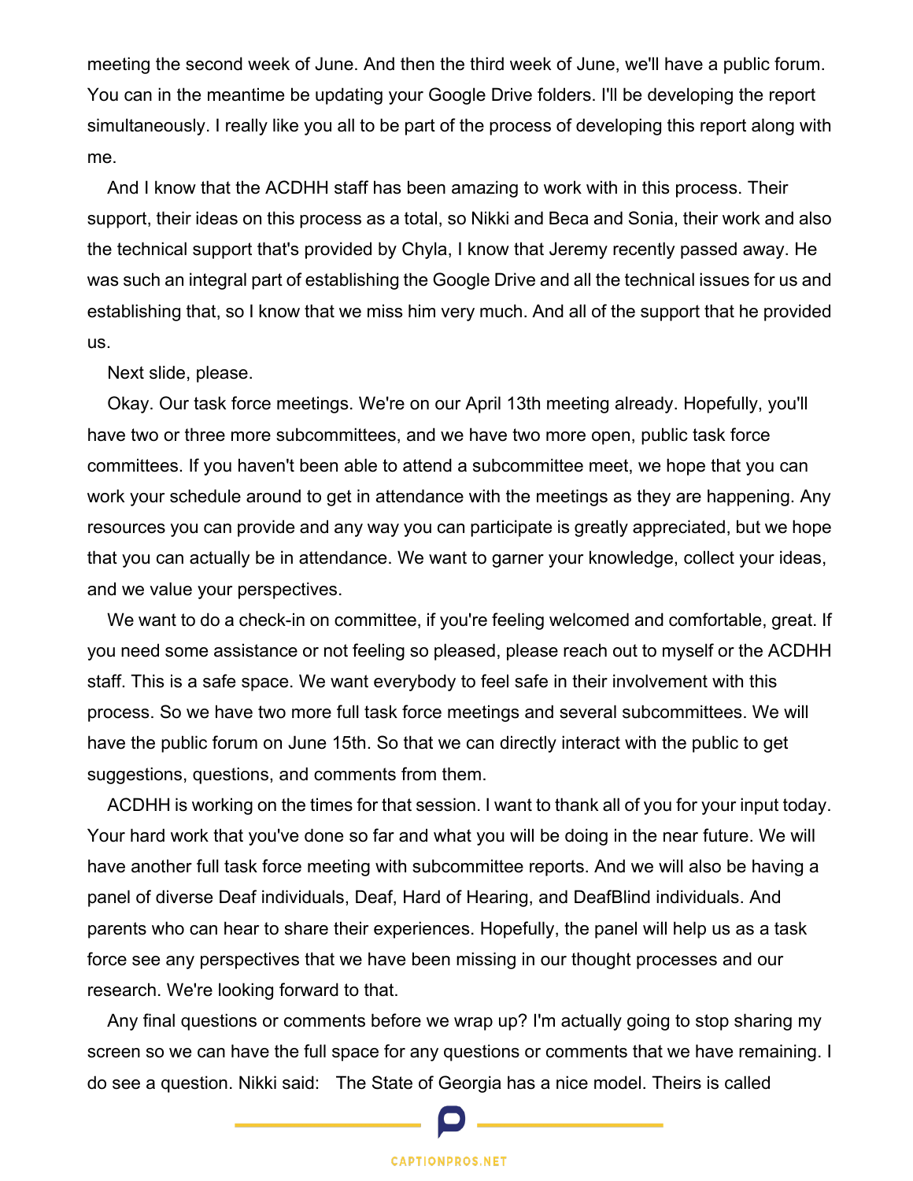meeting the second week of June. And then the third week of June, we'll have a public forum. You can in the meantime be updating your Google Drive folders. I'll be developing the report simultaneously. I really like you all to be part of the process of developing this report along with me.

And I know that the ACDHH staff has been amazing to work with in this process. Their support, their ideas on this process as a total, so Nikki and Beca and Sonia, their work and also the technical support that's provided by Chyla, I know that Jeremy recently passed away. He was such an integral part of establishing the Google Drive and all the technical issues for us and establishing that, so I know that we miss him very much. And all of the support that he provided us.

Next slide, please.

Okay. Our task force meetings. We're on our April 13th meeting already. Hopefully, you'll have two or three more subcommittees, and we have two more open, public task force committees. If you haven't been able to attend a subcommittee meet, we hope that you can work your schedule around to get in attendance with the meetings as they are happening. Any resources you can provide and any way you can participate is greatly appreciated, but we hope that you can actually be in attendance. We want to garner your knowledge, collect your ideas, and we value your perspectives.

We want to do a check-in on committee, if you're feeling welcomed and comfortable, great. If you need some assistance or not feeling so pleased, please reach out to myself or the ACDHH staff. This is a safe space. We want everybody to feel safe in their involvement with this process. So we have two more full task force meetings and several subcommittees. We will have the public forum on June 15th. So that we can directly interact with the public to get suggestions, questions, and comments from them.

ACDHH is working on the times for that session. I want to thank all of you for your input today. Your hard work that you've done so far and what you will be doing in the near future. We will have another full task force meeting with subcommittee reports. And we will also be having a panel of diverse Deaf individuals, Deaf, Hard of Hearing, and DeafBlind individuals. And parents who can hear to share their experiences. Hopefully, the panel will help us as a task force see any perspectives that we have been missing in our thought processes and our research. We're looking forward to that.

Any final questions or comments before we wrap up? I'm actually going to stop sharing my screen so we can have the full space for any questions or comments that we have remaining. I do see a question. Nikki said: The State of Georgia has a nice model. Theirs is called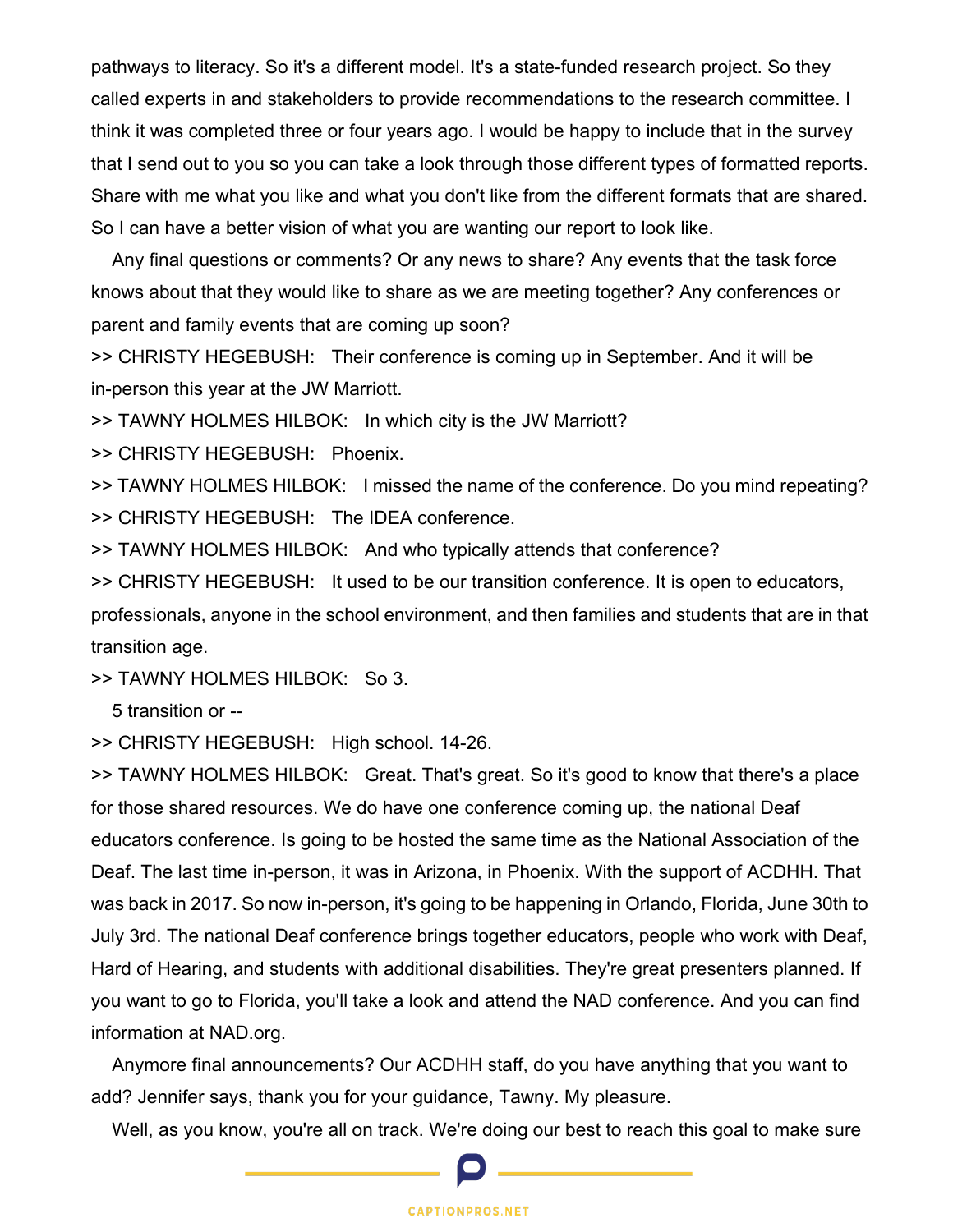pathways to literacy. So it's a different model. It's a state-funded research project. So they called experts in and stakeholders to provide recommendations to the research committee. I think it was completed three or four years ago. I would be happy to include that in the survey that I send out to you so you can take a look through those different types of formatted reports. Share with me what you like and what you don't like from the different formats that are shared. So I can have a better vision of what you are wanting our report to look like.

Any final questions or comments? Or any news to share? Any events that the task force knows about that they would like to share as we are meeting together? Any conferences or parent and family events that are coming up soon?

>> CHRISTY HEGEBUSH: Their conference is coming up in September. And it will be in-person this year at the JW Marriott.

>> TAWNY HOLMES HILBOK: In which city is the JW Marriott?

>> CHRISTY HEGEBUSH: Phoenix.

>> TAWNY HOLMES HILBOK: I missed the name of the conference. Do you mind repeating?

>> CHRISTY HEGEBUSH: The IDEA conference.

>> TAWNY HOLMES HILBOK: And who typically attends that conference?

>> CHRISTY HEGEBUSH: It used to be our transition conference. It is open to educators, professionals, anyone in the school environment, and then families and students that are in that transition age.

>> TAWNY HOLMES HILBOK: So 3.

5 transition or --

>> CHRISTY HEGEBUSH: High school. 14-26.

>> TAWNY HOLMES HILBOK: Great. That's great. So it's good to know that there's a place for those shared resources. We do have one conference coming up, the national Deaf educators conference. Is going to be hosted the same time as the National Association of the Deaf. The last time in-person, it was in Arizona, in Phoenix. With the support of ACDHH. That was back in 2017. So now in-person, it's going to be happening in Orlando, Florida, June 30th to July 3rd. The national Deaf conference brings together educators, people who work with Deaf, Hard of Hearing, and students with additional disabilities. They're great presenters planned. If you want to go to Florida, you'll take a look and attend the NAD conference. And you can find information at NAD.org.

Anymore final announcements? Our ACDHH staff, do you have anything that you want to add? Jennifer says, thank you for your guidance, Tawny. My pleasure.

Well, as you know, you're all on track. We're doing our best to reach this goal to make sure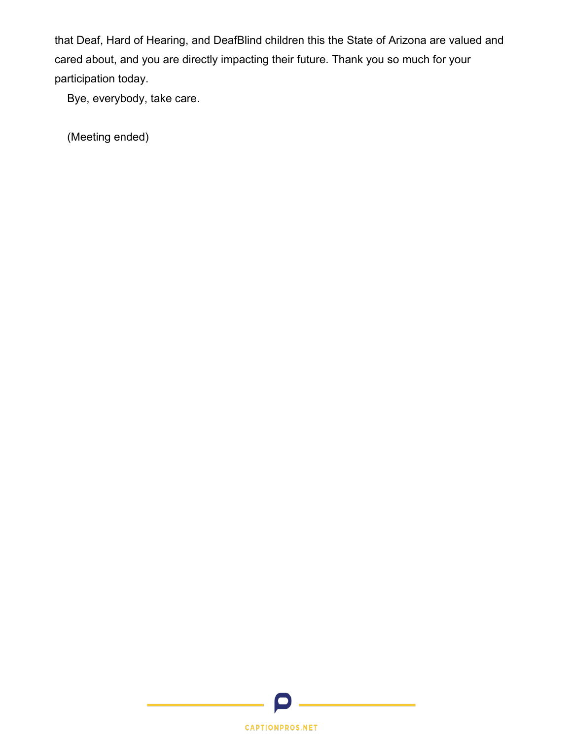that Deaf, Hard of Hearing, and DeafBlind children this the State of Arizona are valued and cared about, and you are directly impacting their future. Thank you so much for your participation today.

Bye, everybody, take care.

(Meeting ended)